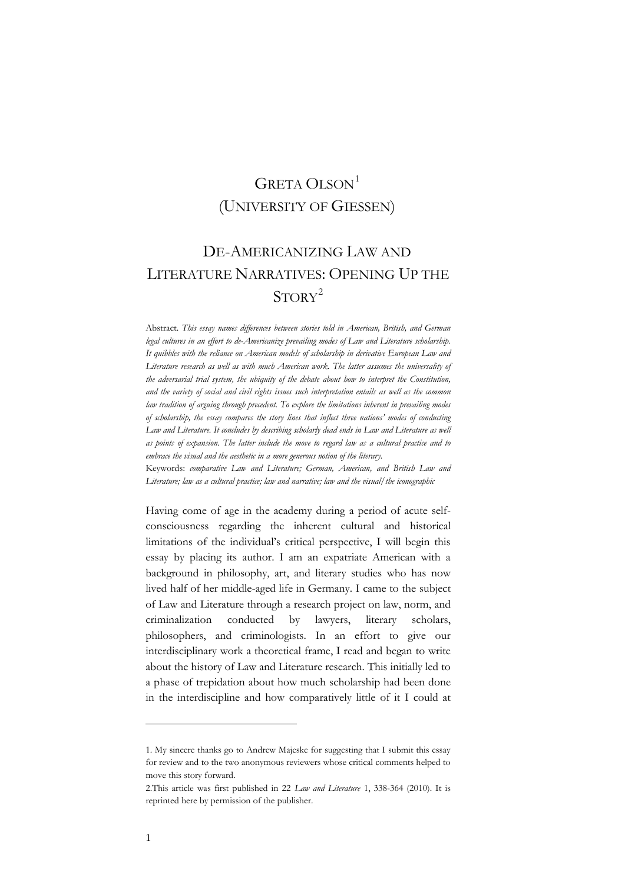# GRETA OLSON[1]
# (UNIVERSITY OF GIESSEN)

# DE-AMERICANIZING LAW AND LITERATURE NARRATIVES: OPENING UP THE STORY[2]

Abstract. *This essay names differences between stories told in American, British, and German legal cultures in an effort to de-Americanize prevailing modes of Law and Literature scholarship. It quibbles with the reliance on American models of scholarship in derivative European Law and Literature research as well as with much American work. The latter assumes the universality of the adversarial trial system, the ubiquity of the debate about how to interpret the Constitution, and the variety of social and civil rights issues such interpretation entails as well as the common law tradition of arguing through precedent. To explore the limitations inherent in prevailing modes of scholarship, the essay compares the story lines that inflect three nations' modes of conducting Law and Literature. It concludes by describing scholarly dead ends in Law and Literature as well as points of expansion. The latter include the move to regard law as a cultural practice and to embrace the visual and the aesthetic in a more generous notion of the literary.*

Keywords: *comparative Law and Literature; German, American, and British Law and Literature; law as a cultural practice; law and narrative; law and the visual/the iconographic*

Having come of age in the academy during a period of acute self-consciousness regarding the inherent cultural and historical limitations of the individual's critical perspective, I will begin this essay by placing its author. I am an expatriate American with a background in philosophy, art, and literary studies who has now lived half of her middle-aged life in Germany. I came to the subject of Law and Literature through a research project on law, norm, and criminalization conducted by lawyers, literary scholars, philosophers, and criminologists. In an effort to give our interdisciplinary work a theoretical frame, I read and began to write about the history of Law and Literature research. This initially led to a phase of trepidation about how much scholarship had been done in the interdiscipline and how comparatively little of it I could at

---

1. My sincere thanks go to Andrew Majeske for suggesting that I submit this essay for review and to the two anonymous reviewers whose critical comments helped to move this story forward.

2.This article was first published in 22 *Law and Literature* 1, 338-364 (2010). It is reprinted here by permission of the publisher.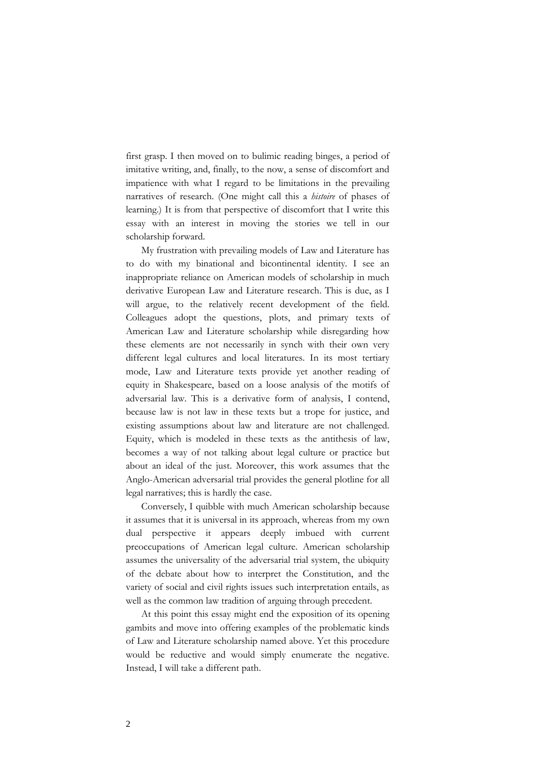first grasp. I then moved on to bulimic reading binges, a period of imitative writing, and, finally, to the now, a sense of discomfort and impatience with what I regard to be limitations in the prevailing narratives of research. (One might call this a *histoire* of phases of learning.) It is from that perspective of discomfort that I write this essay with an interest in moving the stories we tell in our scholarship forward.

My frustration with prevailing models of Law and Literature has to do with my binational and bicontinental identity. I see an inappropriate reliance on American models of scholarship in much derivative European Law and Literature research. This is due, as I will argue, to the relatively recent development of the field. Colleagues adopt the questions, plots, and primary texts of American Law and Literature scholarship while disregarding how these elements are not necessarily in synch with their own very different legal cultures and local literatures. In its most tertiary mode, Law and Literature texts provide yet another reading of equity in Shakespeare, based on a loose analysis of the motifs of adversarial law. This is a derivative form of analysis, I contend, because law is not law in these texts but a trope for justice, and existing assumptions about law and literature are not challenged. Equity, which is modeled in these texts as the antithesis of law, becomes a way of not talking about legal culture or practice but about an ideal of the just. Moreover, this work assumes that the Anglo-American adversarial trial provides the general plotline for all legal narratives; this is hardly the case.

Conversely, I quibble with much American scholarship because it assumes that it is universal in its approach, whereas from my own dual perspective it appears deeply imbued with current preoccupations of American legal culture. American scholarship assumes the universality of the adversarial trial system, the ubiquity of the debate about how to interpret the Constitution, and the variety of social and civil rights issues such interpretation entails, as well as the common law tradition of arguing through precedent.

At this point this essay might end the exposition of its opening gambits and move into offering examples of the problematic kinds of Law and Literature scholarship named above. Yet this procedure would be reductive and would simply enumerate the negative. Instead, I will take a different path.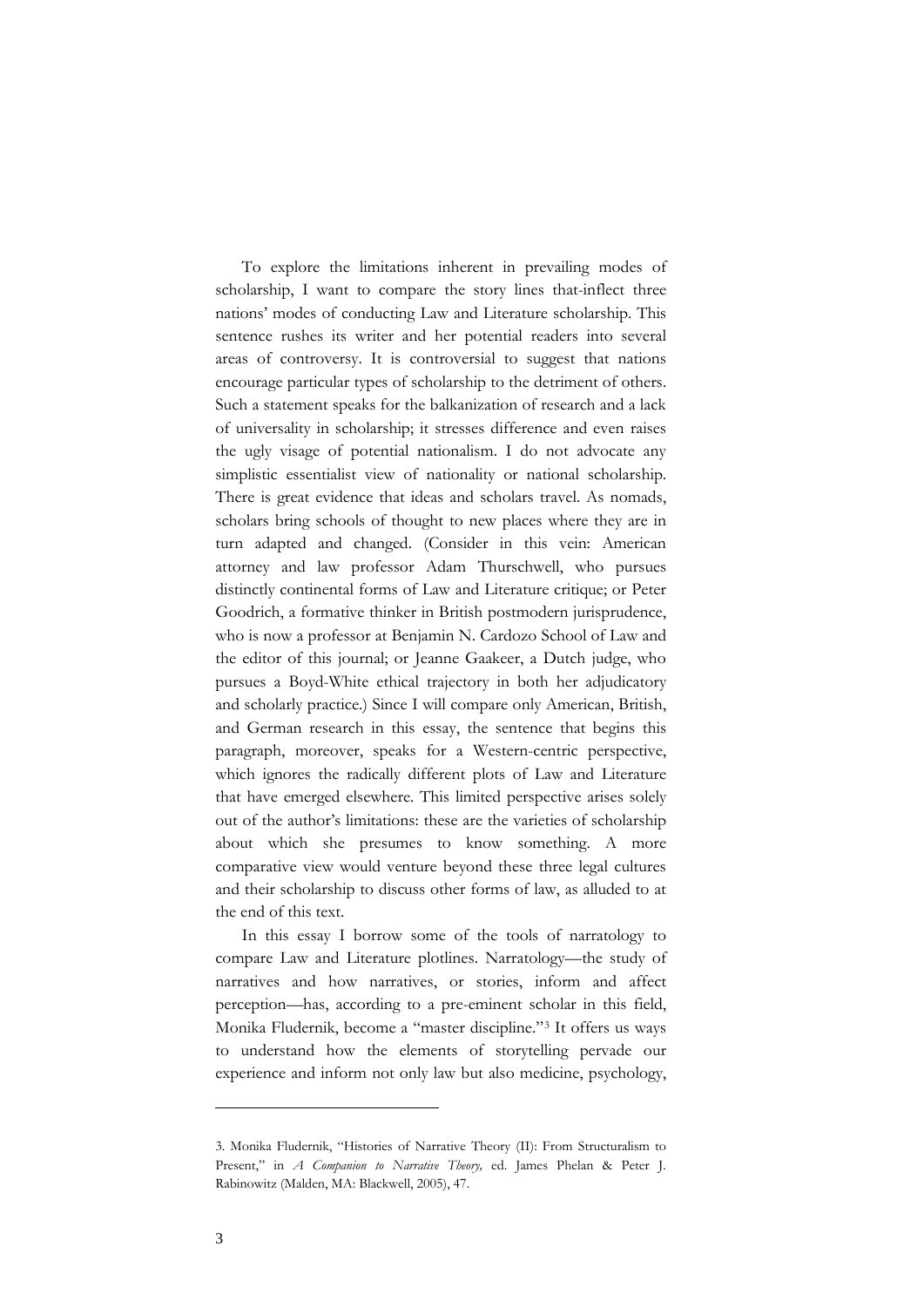To explore the limitations inherent in prevailing modes of scholarship, I want to compare the story lines that-inflect three nations' modes of conducting Law and Literature scholarship. This sentence rushes its writer and her potential readers into several areas of controversy. It is controversial to suggest that nations encourage particular types of scholarship to the detriment of others. Such a statement speaks for the balkanization of research and a lack of universality in scholarship; it stresses difference and even raises the ugly visage of potential nationalism. I do not advocate any simplistic essentialist view of nationality or national scholarship. There is great evidence that ideas and scholars travel. As nomads, scholars bring schools of thought to new places where they are in turn adapted and changed. (Consider in this vein: American attorney and law professor Adam Thurschwell, who pursues distinctly continental forms of Law and Literature critique; or Peter Goodrich, a formative thinker in British postmodern jurisprudence, who is now a professor at Benjamin N. Cardozo School of Law and the editor of this journal; or Jeanne Gaakeer, a Dutch judge, who pursues a Boyd-White ethical trajectory in both her adjudicatory and scholarly practice.) Since I will compare only American, British, and German research in this essay, the sentence that begins this paragraph, moreover, speaks for a Western-centric perspective, which ignores the radically different plots of Law and Literature that have emerged elsewhere. This limited perspective arises solely out of the author's limitations: these are the varieties of scholarship about which she presumes to know something. A more comparative view would venture beyond these three legal cultures and their scholarship to discuss other forms of law, as alluded to at the end of this text.

In this essay I borrow some of the tools of narratology to compare Law and Literature plotlines. Narratology—the study of narratives and how narratives, or stories, inform and affect perception—has, according to a pre-eminent scholar in this field, Monika Fludernik, become a "master discipline."[3] It offers us ways to understand how the elements of storytelling pervade our experience and inform not only law but also medicine, psychology,

---

3. Monika Fludernik, "Histories of Narrative Theory (II): From Structuralism to Present," in *A Companion to Narrative Theory,* ed. James Phelan & Peter J. Rabinowitz (Malden, MA: Blackwell, 2005), 47.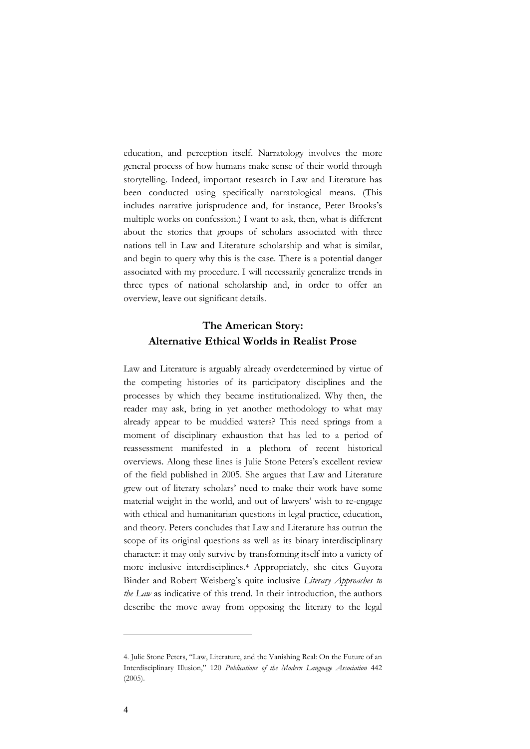education, and perception itself. Narratology involves the more general process of how humans make sense of their world through storytelling. Indeed, important research in Law and Literature has been conducted using specifically narratological means. (This includes narrative jurisprudence and, for instance, Peter Brooks's multiple works on confession.) I want to ask, then, what is different about the stories that groups of scholars associated with three nations tell in Law and Literature scholarship and what is similar, and begin to query why this is the case. There is a potential danger associated with my procedure. I will necessarily generalize trends in three types of national scholarship and, in order to offer an overview, leave out significant details.

## The American Story: Alternative Ethical Worlds in Realist Prose

Law and Literature is arguably already overdetermined by virtue of the competing histories of its participatory disciplines and the processes by which they became institutionalized. Why then, the reader may ask, bring in yet another methodology to what may already appear to be muddied waters? This need springs from a moment of disciplinary exhaustion that has led to a period of reassessment manifested in a plethora of recent historical overviews. Along these lines is Julie Stone Peters's excellent review of the field published in 2005. She argues that Law and Literature grew out of literary scholars' need to make their work have some material weight in the world, and out of lawyers' wish to re-engage with ethical and humanitarian questions in legal practice, education, and theory. Peters concludes that Law and Literature has outrun the scope of its original questions as well as its binary interdisciplinary character: it may only survive by transforming itself into a variety of more inclusive interdisciplines.[4] Appropriately, she cites Guyora Binder and Robert Weisberg's quite inclusive *Literary Approaches to the Law* as indicative of this trend. In their introduction, the authors describe the move away from opposing the literary to the legal

---

4. Julie Stone Peters, "Law, Literature, and the Vanishing Real: On the Future of an Interdisciplinary Illusion," 120 *Publications of the Modern Language Association* 442 (2005).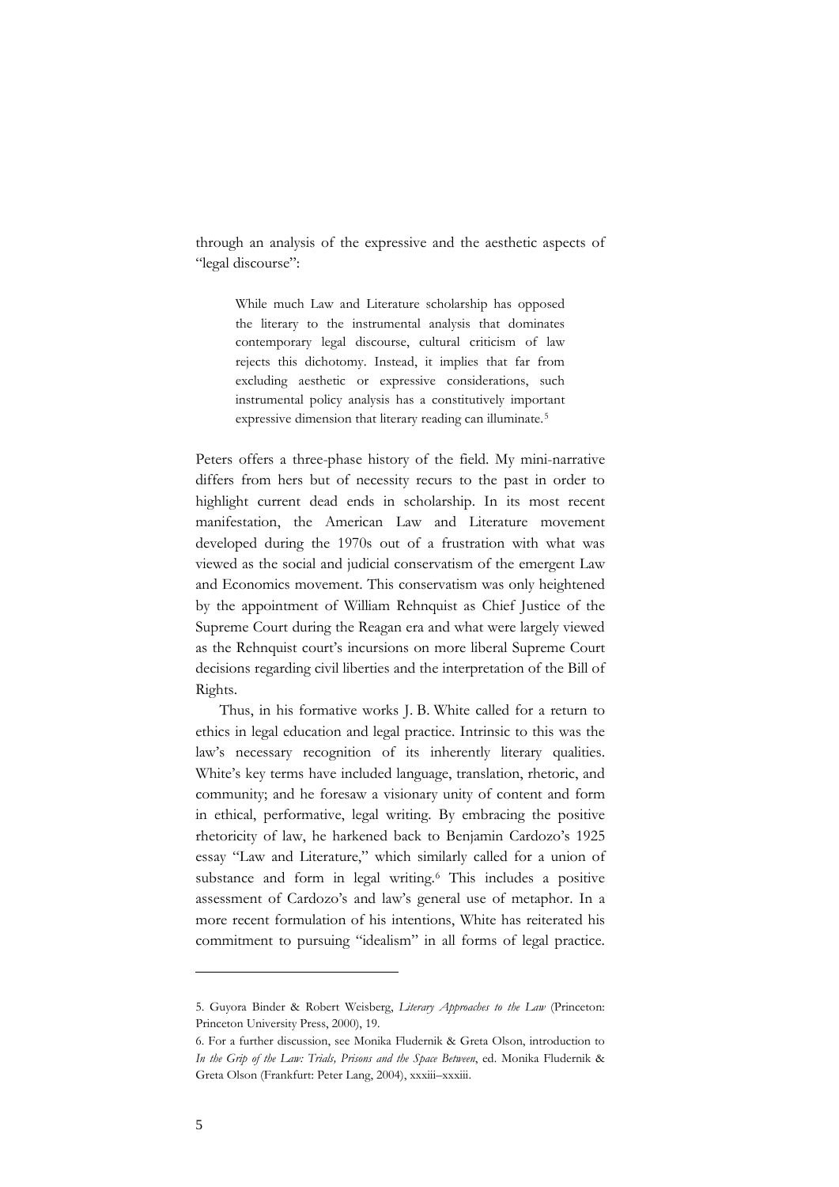through an analysis of the expressive and the aesthetic aspects of "legal discourse":

> While much Law and Literature scholarship has opposed the literary to the instrumental analysis that dominates contemporary legal discourse, cultural criticism of law rejects this dichotomy. Instead, it implies that far from excluding aesthetic or expressive considerations, such instrumental policy analysis has a constitutively important expressive dimension that literary reading can illuminate.[5]

Peters offers a three-phase history of the field. My mini-narrative differs from hers but of necessity recurs to the past in order to highlight current dead ends in scholarship. In its most recent manifestation, the American Law and Literature movement developed during the 1970s out of a frustration with what was viewed as the social and judicial conservatism of the emergent Law and Economics movement. This conservatism was only heightened by the appointment of William Rehnquist as Chief Justice of the Supreme Court during the Reagan era and what were largely viewed as the Rehnquist court's incursions on more liberal Supreme Court decisions regarding civil liberties and the interpretation of the Bill of Rights.

Thus, in his formative works J. B. White called for a return to ethics in legal education and legal practice. Intrinsic to this was the law's necessary recognition of its inherently literary qualities. White's key terms have included language, translation, rhetoric, and community; and he foresaw a visionary unity of content and form in ethical, performative, legal writing. By embracing the positive rhetoricity of law, he harkened back to Benjamin Cardozo's 1925 essay "Law and Literature," which similarly called for a union of substance and form in legal writing.[6] This includes a positive assessment of Cardozo's and law's general use of metaphor. In a more recent formulation of his intentions, White has reiterated his commitment to pursuing "idealism" in all forms of legal practice.

---

5. Guyora Binder & Robert Weisberg, *Literary Approaches to the Law* (Princeton: Princeton University Press, 2000), 19.

6. For a further discussion, see Monika Fludernik & Greta Olson, introduction to *In the Grip of the Law: Trials, Prisons and the Space Between*, ed. Monika Fludernik & Greta Olson (Frankfurt: Peter Lang, 2004), xxxiii–xxxiii.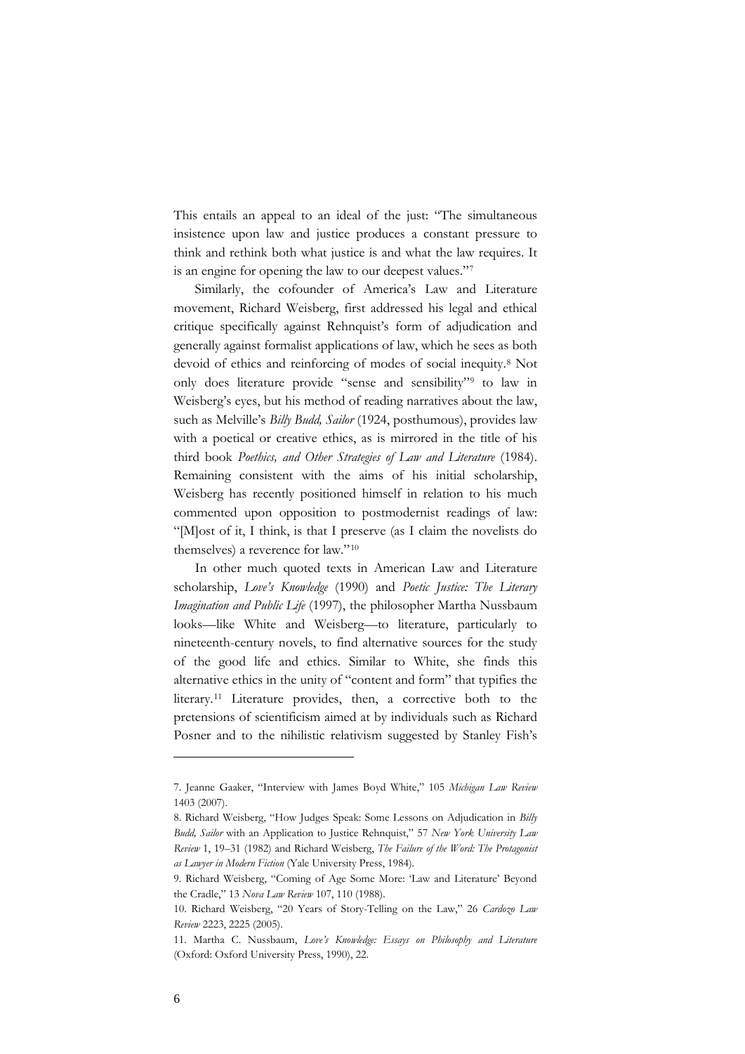This entails an appeal to an ideal of the just: "The simultaneous insistence upon law and justice produces a constant pressure to think and rethink both what justice is and what the law requires. It is an engine for opening the law to our deepest values."[7]

Similarly, the cofounder of America's Law and Literature movement, Richard Weisberg, first addressed his legal and ethical critique specifically against Rehnquist's form of adjudication and generally against formalist applications of law, which he sees as both devoid of ethics and reinforcing of modes of social inequity.[8] Not only does literature provide "sense and sensibility"[9] to law in Weisberg's eyes, but his method of reading narratives about the law, such as Melville's *Billy Budd, Sailor* (1924, posthumous), provides law with a poetical or creative ethics, as is mirrored in the title of his third book *Poethics, and Other Strategies of Law and Literature* (1984). Remaining consistent with the aims of his initial scholarship, Weisberg has recently positioned himself in relation to his much commented upon opposition to postmodernist readings of law: "[M]ost of it, I think, is that I preserve (as I claim the novelists do themselves) a reverence for law."[10]

In other much quoted texts in American Law and Literature scholarship, *Love's Knowledge* (1990) and *Poetic Justice: The Literary Imagination and Public Life* (1997), the philosopher Martha Nussbaum looks—like White and Weisberg—to literature, particularly to nineteenth-century novels, to find alternative sources for the study of the good life and ethics. Similar to White, she finds this alternative ethics in the unity of "content and form" that typifies the literary.[11] Literature provides, then, a corrective both to the pretensions of scientificism aimed at by individuals such as Richard Posner and to the nihilistic relativism suggested by Stanley Fish's

---

7. Jeanne Gaakeer, "Interview with James Boyd White," 105 *Michigan Law Review* 1403 (2007).

8. Richard Weisberg, "How Judges Speak: Some Lessons on Adjudication in *Billy Budd, Sailor* with an Application to Justice Rehnquist," 57 *New York University Law Review* 1, 19–31 (1982) and Richard Weisberg, *The Failure of the Word: The Protagonist as Lawyer in Modern Fiction* (Yale University Press, 1984).

9. Richard Weisberg, "Coming of Age Some More: 'Law and Literature' Beyond the Cradle," 13 *Nova Law Review* 107, 110 (1988).

10. Richard Weisberg, "20 Years of Story-Telling on the Law," 26 *Cardozo Law Review* 2223, 2225 (2005).

11. Martha C. Nussbaum, *Love's Knowledge: Essays on Philosophy and Literature* (Oxford: Oxford University Press, 1990), 22.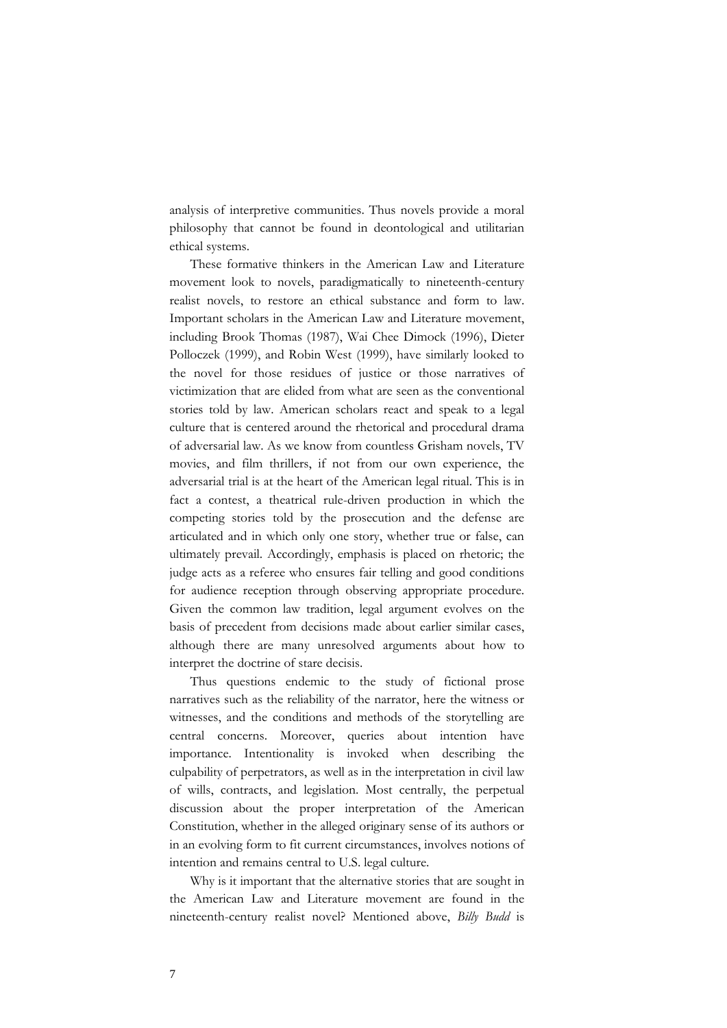analysis of interpretive communities. Thus novels provide a moral philosophy that cannot be found in deontological and utilitarian ethical systems.

These formative thinkers in the American Law and Literature movement look to novels, paradigmatically to nineteenth-century realist novels, to restore an ethical substance and form to law. Important scholars in the American Law and Literature movement, including Brook Thomas (1987), Wai Chee Dimock (1996), Dieter Polloczek (1999), and Robin West (1999), have similarly looked to the novel for those residues of justice or those narratives of victimization that are elided from what are seen as the conventional stories told by law. American scholars react and speak to a legal culture that is centered around the rhetorical and procedural drama of adversarial law. As we know from countless Grisham novels, TV movies, and film thrillers, if not from our own experience, the adversarial trial is at the heart of the American legal ritual. This is in fact a contest, a theatrical rule-driven production in which the competing stories told by the prosecution and the defense are articulated and in which only one story, whether true or false, can ultimately prevail. Accordingly, emphasis is placed on rhetoric; the judge acts as a referee who ensures fair telling and good conditions for audience reception through observing appropriate procedure. Given the common law tradition, legal argument evolves on the basis of precedent from decisions made about earlier similar cases, although there are many unresolved arguments about how to interpret the doctrine of stare decisis.

Thus questions endemic to the study of fictional prose narratives such as the reliability of the narrator, here the witness or witnesses, and the conditions and methods of the storytelling are central concerns. Moreover, queries about intention have importance. Intentionality is invoked when describing the culpability of perpetrators, as well as in the interpretation in civil law of wills, contracts, and legislation. Most centrally, the perpetual discussion about the proper interpretation of the American Constitution, whether in the alleged originary sense of its authors or in an evolving form to fit current circumstances, involves notions of intention and remains central to U.S. legal culture.

Why is it important that the alternative stories that are sought in the American Law and Literature movement are found in the nineteenth-century realist novel? Mentioned above, *Billy Budd* is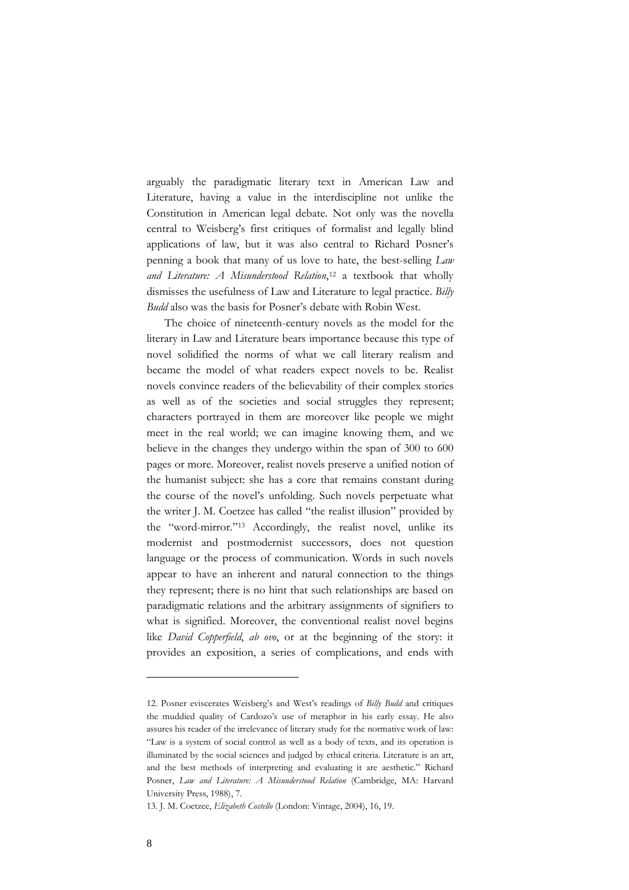arguably the paradigmatic literary text in American Law and Literature, having a value in the interdiscipline not unlike the Constitution in American legal debate. Not only was the novella central to Weisberg's first critiques of formalist and legally blind applications of law, but it was also central to Richard Posner's penning a book that many of us love to hate, the best-selling *Law and Literature: A Misunderstood Relation*,[12] a textbook that wholly dismisses the usefulness of Law and Literature to legal practice. *Billy Budd* also was the basis for Posner's debate with Robin West.

The choice of nineteenth-century novels as the model for the literary in Law and Literature bears importance because this type of novel solidified the norms of what we call literary realism and became the model of what readers expect novels to be. Realist novels convince readers of the believability of their complex stories as well as of the societies and social struggles they represent; characters portrayed in them are moreover like people we might meet in the real world; we can imagine knowing them, and we believe in the changes they undergo within the span of 300 to 600 pages or more. Moreover, realist novels preserve a unified notion of the humanist subject: she has a core that remains constant during the course of the novel's unfolding. Such novels perpetuate what the writer J. M. Coetzee has called "the realist illusion" provided by the "word-mirror."[13] Accordingly, the realist novel, unlike its modernist and postmodernist successors, does not question language or the process of communication. Words in such novels appear to have an inherent and natural connection to the things they represent; there is no hint that such relationships are based on paradigmatic relations and the arbitrary assignments of signifiers to what is signified. Moreover, the conventional realist novel begins like *David Copperfield*, *ab ovo*, or at the beginning of the story: it provides an exposition, a series of complications, and ends with

---

12. Posner eviscerates Weisberg's and West's readings of *Billy Budd* and critiques the muddied quality of Cardozo's use of metaphor in his early essay. He also assures his reader of the irrelevance of literary study for the normative work of law: "Law is a system of social control as well as a body of texts, and its operation is illuminated by the social sciences and judged by ethical criteria. Literature is an art, and the best methods of interpreting and evaluating it are aesthetic." Richard Posner, *Law and Literature: A Misunderstood Relation* (Cambridge, MA: Harvard University Press, 1988), 7.

13. J. M. Coetzee, *Elizabeth Costello* (London: Vintage, 2004), 16, 19.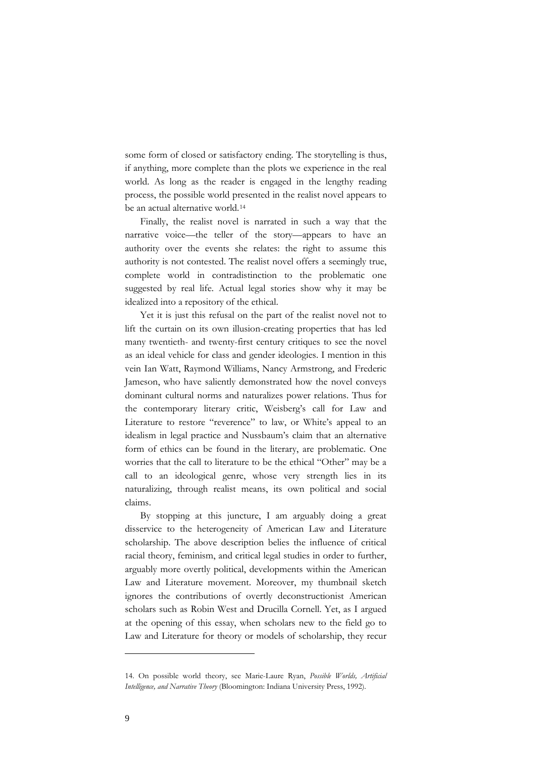some form of closed or satisfactory ending. The storytelling is thus, if anything, more complete than the plots we experience in the real world. As long as the reader is engaged in the lengthy reading process, the possible world presented in the realist novel appears to be an actual alternative world.[14]

Finally, the realist novel is narrated in such a way that the narrative voice—the teller of the story—appears to have an authority over the events she relates: the right to assume this authority is not contested. The realist novel offers a seemingly true, complete world in contradistinction to the problematic one suggested by real life. Actual legal stories show why it may be idealized into a repository of the ethical.

Yet it is just this refusal on the part of the realist novel not to lift the curtain on its own illusion-creating properties that has led many twentieth- and twenty-first century critiques to see the novel as an ideal vehicle for class and gender ideologies. I mention in this vein Ian Watt, Raymond Williams, Nancy Armstrong, and Frederic Jameson, who have saliently demonstrated how the novel conveys dominant cultural norms and naturalizes power relations. Thus for the contemporary literary critic, Weisberg's call for Law and Literature to restore "reverence" to law, or White's appeal to an idealism in legal practice and Nussbaum's claim that an alternative form of ethics can be found in the literary, are problematic. One worries that the call to literature to be the ethical "Other" may be a call to an ideological genre, whose very strength lies in its naturalizing, through realist means, its own political and social claims.

By stopping at this juncture, I am arguably doing a great disservice to the heterogeneity of American Law and Literature scholarship. The above description belies the influence of critical racial theory, feminism, and critical legal studies in order to further, arguably more overtly political, developments within the American Law and Literature movement. Moreover, my thumbnail sketch ignores the contributions of overtly deconstructionist American scholars such as Robin West and Drucilla Cornell. Yet, as I argued at the opening of this essay, when scholars new to the field go to Law and Literature for theory or models of scholarship, they recur

---

14. On possible world theory, see Marie-Laure Ryan, *Possible Worlds, Artificial Intelligence, and Narrative Theory* (Bloomington: Indiana University Press, 1992).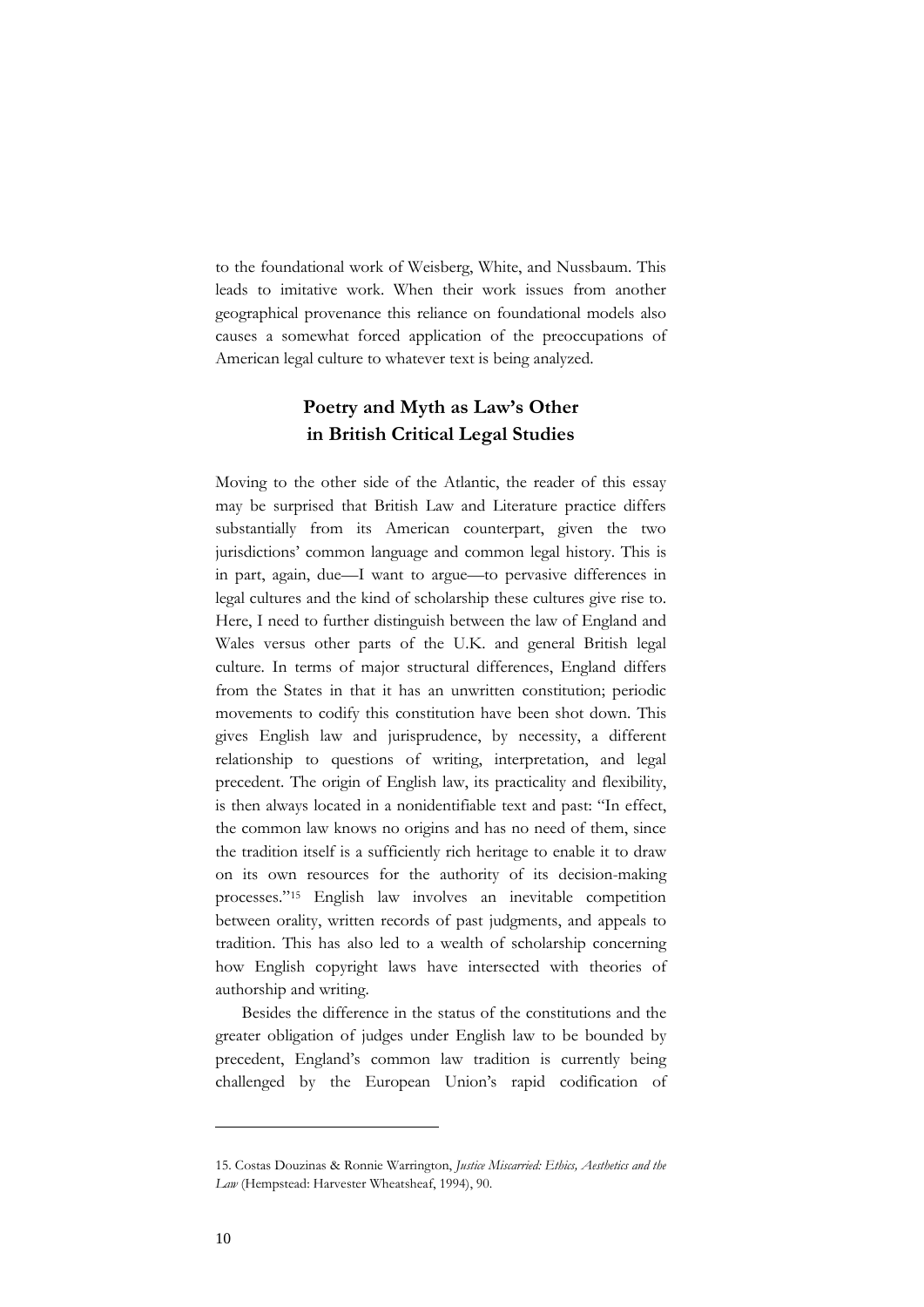to the foundational work of Weisberg, White, and Nussbaum. This leads to imitative work. When their work issues from another geographical provenance this reliance on foundational models also causes a somewhat forced application of the preoccupations of American legal culture to whatever text is being analyzed.

## Poetry and Myth as Law's Other in British Critical Legal Studies

Moving to the other side of the Atlantic, the reader of this essay may be surprised that British Law and Literature practice differs substantially from its American counterpart, given the two jurisdictions' common language and common legal history. This is in part, again, due—I want to argue—to pervasive differences in legal cultures and the kind of scholarship these cultures give rise to. Here, I need to further distinguish between the law of England and Wales versus other parts of the U.K. and general British legal culture. In terms of major structural differences, England differs from the States in that it has an unwritten constitution; periodic movements to codify this constitution have been shot down. This gives English law and jurisprudence, by necessity, a different relationship to questions of writing, interpretation, and legal precedent. The origin of English law, its practicality and flexibility, is then always located in a nonidentifiable text and past: "In effect, the common law knows no origins and has no need of them, since the tradition itself is a sufficiently rich heritage to enable it to draw on its own resources for the authority of its decision-making processes."[15] English law involves an inevitable competition between orality, written records of past judgments, and appeals to tradition. This has also led to a wealth of scholarship concerning how English copyright laws have intersected with theories of authorship and writing.

Besides the difference in the status of the constitutions and the greater obligation of judges under English law to be bounded by precedent, England's common law tradition is currently being challenged by the European Union's rapid codification of

15. Costas Douzinas & Ronnie Warrington, *Justice Miscarried: Ethics, Aesthetics and the Law* (Hempstead: Harvester Wheatsheaf, 1994), 90.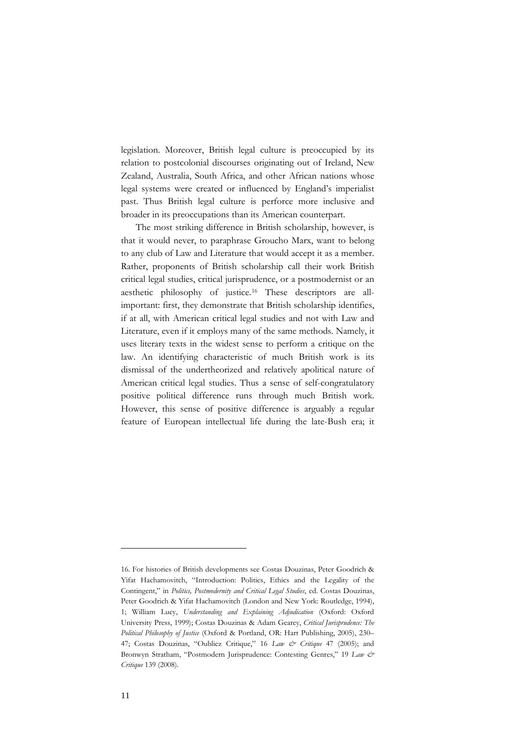legislation. Moreover, British legal culture is preoccupied by its relation to postcolonial discourses originating out of Ireland, New Zealand, Australia, South Africa, and other African nations whose legal systems were created or influenced by England's imperialist past. Thus British legal culture is perforce more inclusive and broader in its preoccupations than its American counterpart.

The most striking difference in British scholarship, however, is that it would never, to paraphrase Groucho Marx, want to belong to any club of Law and Literature that would accept it as a member. Rather, proponents of British scholarship call their work British critical legal studies, critical jurisprudence, or a postmodernist or an aesthetic philosophy of justice.[16] These descriptors are all-important: first, they demonstrate that British scholarship identifies, if at all, with American critical legal studies and not with Law and Literature, even if it employs many of the same methods. Namely, it uses literary texts in the widest sense to perform a critique on the law. An identifying characteristic of much British work is its dismissal of the undertheorized and relatively apolitical nature of American critical legal studies. Thus a sense of self-congratulatory positive political difference runs through much British work. However, this sense of positive difference is arguably a regular feature of European intellectual life during the late-Bush era; it

---

16. For histories of British developments see Costas Douzinas, Peter Goodrich & Yifat Hachamovitch, "Introduction: Politics, Ethics and the Legality of the Contingent," in *Politics, Postmodernity and Critical Legal Studies*, ed. Costas Douzinas, Peter Goodrich & Yifat Hachamovitch (London and New York: Routledge, 1994), 1; William Lucy, *Understanding and Explaining Adjudication* (Oxford: Oxford University Press, 1999); Costas Douzinas & Adam Gearey, *Critical Jurisprudence: The Political Philosophy of Justice* (Oxford & Portland, OR: Hart Publishing, 2005), 230–47; Costas Douzinas, "Oubliez Critique," 16 *Law & Critique* 47 (2005); and Bronwyn Stratham, "Postmodern Jurisprudence: Contesting Genres," 19 *Law & Critique* 139 (2008).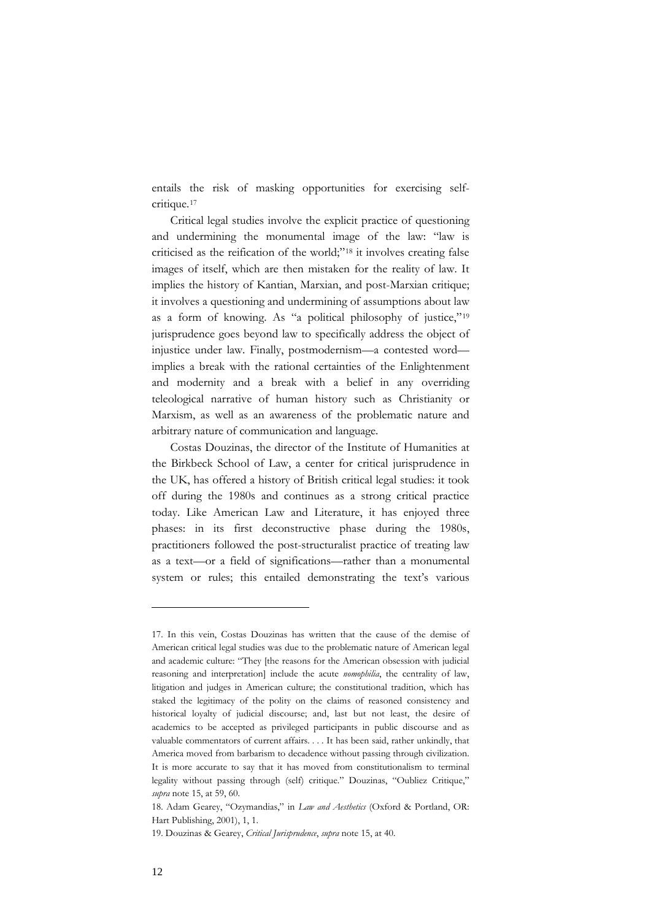entails the risk of masking opportunities for exercising self-critique.[17]

Critical legal studies involve the explicit practice of questioning and undermining the monumental image of the law: "law is criticised as the reification of the world;"[18] it involves creating false images of itself, which are then mistaken for the reality of law. It implies the history of Kantian, Marxian, and post-Marxian critique; it involves a questioning and undermining of assumptions about law as a form of knowing. As "a political philosophy of justice,"[19] jurisprudence goes beyond law to specifically address the object of injustice under law. Finally, postmodernism—a contested word—implies a break with the rational certainties of the Enlightenment and modernity and a break with a belief in any overriding teleological narrative of human history such as Christianity or Marxism, as well as an awareness of the problematic nature and arbitrary nature of communication and language.

Costas Douzinas, the director of the Institute of Humanities at the Birkbeck School of Law, a center for critical jurisprudence in the UK, has offered a history of British critical legal studies: it took off during the 1980s and continues as a strong critical practice today. Like American Law and Literature, it has enjoyed three phases: in its first deconstructive phase during the 1980s, practitioners followed the post-structuralist practice of treating law as a text—or a field of significations—rather than a monumental system or rules; this entailed demonstrating the text's various

---

17. In this vein, Costas Douzinas has written that the cause of the demise of American critical legal studies was due to the problematic nature of American legal and academic culture: "They [the reasons for the American obsession with judicial reasoning and interpretation] include the acute *nomophilia*, the centrality of law, litigation and judges in American culture; the constitutional tradition, which has staked the legitimacy of the polity on the claims of reasoned consistency and historical loyalty of judicial discourse; and, last but not least, the desire of academics to be accepted as privileged participants in public discourse and as valuable commentators of current affairs. . . . It has been said, rather unkindly, that America moved from barbarism to decadence without passing through civilization. It is more accurate to say that it has moved from constitutionalism to terminal legality without passing through (self) critique." Douzinas, "Oubliez Critique," *supra* note 15, at 59, 60.

18. Adam Gearey, "Ozymandias," in *Law and Aesthetics* (Oxford & Portland, OR: Hart Publishing, 2001), 1, 1.

19. Douzinas & Gearey, *Critical Jurisprudence*, *supra* note 15, at 40.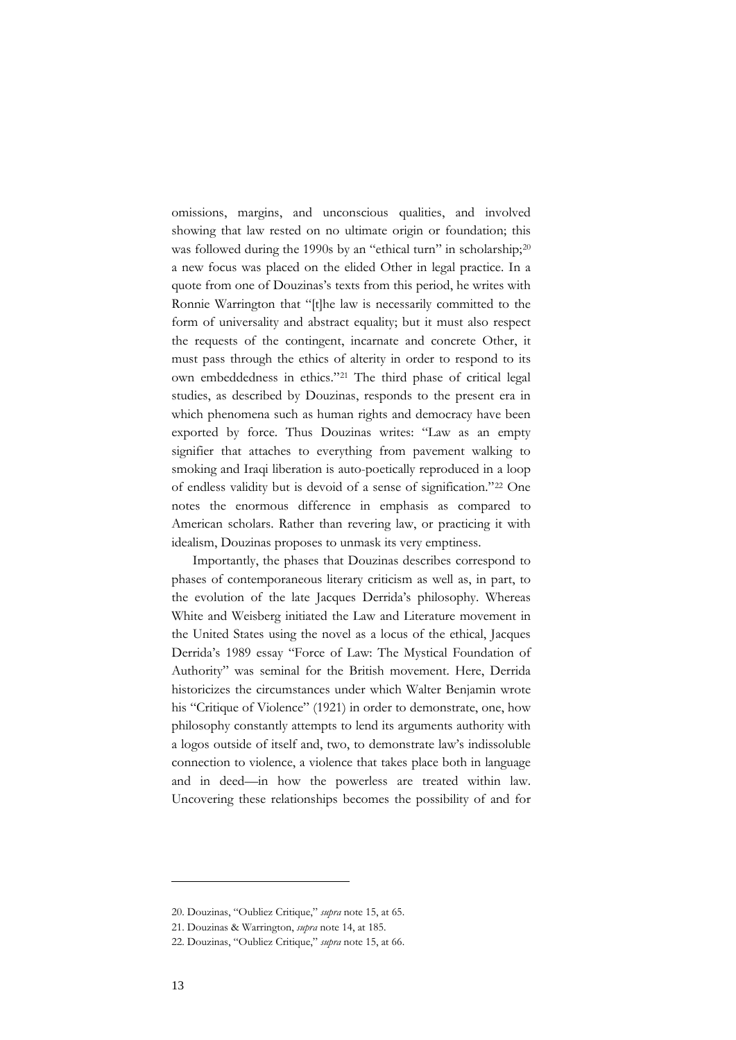omissions, margins, and unconscious qualities, and involved showing that law rested on no ultimate origin or foundation; this was followed during the 1990s by an "ethical turn" in scholarship;[20] a new focus was placed on the elided Other in legal practice. In a quote from one of Douzinas's texts from this period, he writes with Ronnie Warrington that "[t]he law is necessarily committed to the form of universality and abstract equality; but it must also respect the requests of the contingent, incarnate and concrete Other, it must pass through the ethics of alterity in order to respond to its own embeddedness in ethics."[21] The third phase of critical legal studies, as described by Douzinas, responds to the present era in which phenomena such as human rights and democracy have been exported by force. Thus Douzinas writes: "Law as an empty signifier that attaches to everything from pavement walking to smoking and Iraqi liberation is auto-poetically reproduced in a loop of endless validity but is devoid of a sense of signification."[22] One notes the enormous difference in emphasis as compared to American scholars. Rather than revering law, or practicing it with idealism, Douzinas proposes to unmask its very emptiness.

Importantly, the phases that Douzinas describes correspond to phases of contemporaneous literary criticism as well as, in part, to the evolution of the late Jacques Derrida's philosophy. Whereas White and Weisberg initiated the Law and Literature movement in the United States using the novel as a locus of the ethical, Jacques Derrida's 1989 essay "Force of Law: The Mystical Foundation of Authority" was seminal for the British movement. Here, Derrida historicizes the circumstances under which Walter Benjamin wrote his "Critique of Violence" (1921) in order to demonstrate, one, how philosophy constantly attempts to lend its arguments authority with a logos outside of itself and, two, to demonstrate law's indissoluble connection to violence, a violence that takes place both in language and in deed—in how the powerless are treated within law. Uncovering these relationships becomes the possibility of and for

---

20. Douzinas, "Oubliez Critique," *supra* note 15, at 65.

21. Douzinas & Warrington, *supra* note 14, at 185.

22. Douzinas, "Oubliez Critique," *supra* note 15, at 66.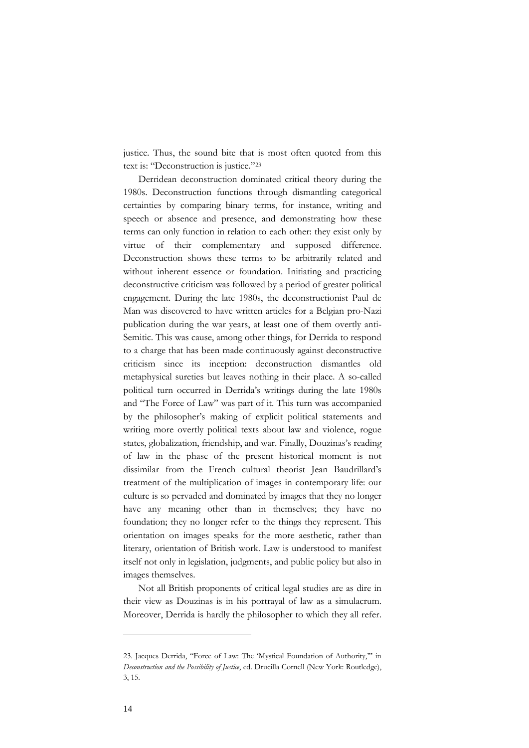justice. Thus, the sound bite that is most often quoted from this text is: "Deconstruction is justice."[23]

Derridean deconstruction dominated critical theory during the 1980s. Deconstruction functions through dismantling categorical certainties by comparing binary terms, for instance, writing and speech or absence and presence, and demonstrating how these terms can only function in relation to each other: they exist only by virtue of their complementary and supposed difference. Deconstruction shows these terms to be arbitrarily related and without inherent essence or foundation. Initiating and practicing deconstructive criticism was followed by a period of greater political engagement. During the late 1980s, the deconstructionist Paul de Man was discovered to have written articles for a Belgian pro-Nazi publication during the war years, at least one of them overtly anti-Semitic. This was cause, among other things, for Derrida to respond to a charge that has been made continuously against deconstructive criticism since its inception: deconstruction dismantles old metaphysical sureties but leaves nothing in their place. A so-called political turn occurred in Derrida's writings during the late 1980s and "The Force of Law" was part of it. This turn was accompanied by the philosopher's making of explicit political statements and writing more overtly political texts about law and violence, rogue states, globalization, friendship, and war. Finally, Douzinas's reading of law in the phase of the present historical moment is not dissimilar from the French cultural theorist Jean Baudrillard's treatment of the multiplication of images in contemporary life: our culture is so pervaded and dominated by images that they no longer have any meaning other than in themselves; they have no foundation; they no longer refer to the things they represent. This orientation on images speaks for the more aesthetic, rather than literary, orientation of British work. Law is understood to manifest itself not only in legislation, judgments, and public policy but also in images themselves.

Not all British proponents of critical legal studies are as dire in their view as Douzinas is in his portrayal of law as a simulacrum. Moreover, Derrida is hardly the philosopher to which they all refer.

---

23. Jacques Derrida, "Force of Law: The 'Mystical Foundation of Authority,'" in *Deconstruction and the Possibility of Justice*, ed. Drucilla Cornell (New York: Routledge), 3, 15.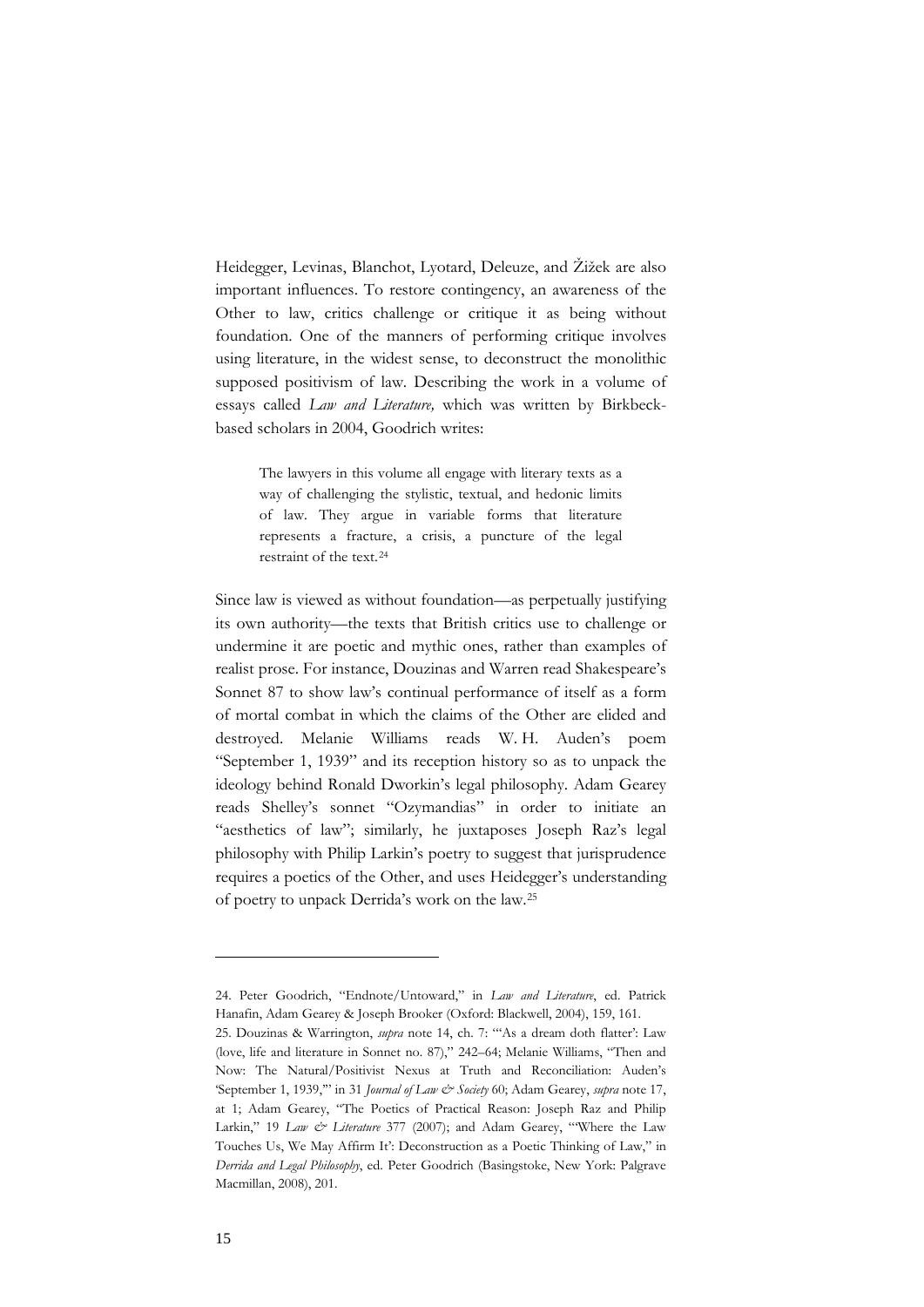Heidegger, Levinas, Blanchot, Lyotard, Deleuze, and Žižek are also important influences. To restore contingency, an awareness of the Other to law, critics challenge or critique it as being without foundation. One of the manners of performing critique involves using literature, in the widest sense, to deconstruct the monolithic supposed positivism of law. Describing the work in a volume of essays called *Law and Literature,* which was written by Birkbeck-based scholars in 2004, Goodrich writes:

> The lawyers in this volume all engage with literary texts as a way of challenging the stylistic, textual, and hedonic limits of law. They argue in variable forms that literature represents a fracture, a crisis, a puncture of the legal restraint of the text.[24]

Since law is viewed as without foundation—as perpetually justifying its own authority—the texts that British critics use to challenge or undermine it are poetic and mythic ones, rather than examples of realist prose. For instance, Douzinas and Warren read Shakespeare's Sonnet 87 to show law's continual performance of itself as a form of mortal combat in which the claims of the Other are elided and destroyed. Melanie Williams reads W. H. Auden's poem "September 1, 1939" and its reception history so as to unpack the ideology behind Ronald Dworkin's legal philosophy. Adam Gearey reads Shelley's sonnet "Ozymandias" in order to initiate an "aesthetics of law"; similarly, he juxtaposes Joseph Raz's legal philosophy with Philip Larkin's poetry to suggest that jurisprudence requires a poetics of the Other, and uses Heidegger's understanding of poetry to unpack Derrida's work on the law.[25]

---

24. Peter Goodrich, "Endnote/Untoward," in *Law and Literature*, ed. Patrick Hanafin, Adam Gearey & Joseph Brooker (Oxford: Blackwell, 2004), 159, 161.

25. Douzinas & Warrington, *supra* note 14, ch. 7: "'As a dream doth flatter': Law (love, life and literature in Sonnet no. 87)," 242–64; Melanie Williams, "Then and Now: The Natural/Positivist Nexus at Truth and Reconciliation: Auden's 'September 1, 1939,'" in 31 *Journal of Law & Society* 60; Adam Gearey, *supra* note 17, at 1; Adam Gearey, "The Poetics of Practical Reason: Joseph Raz and Philip Larkin," 19 *Law & Literature* 377 (2007); and Adam Gearey, "'Where the Law Touches Us, We May Affirm It': Deconstruction as a Poetic Thinking of Law," in *Derrida and Legal Philosophy*, ed. Peter Goodrich (Basingstoke, New York: Palgrave Macmillan, 2008), 201.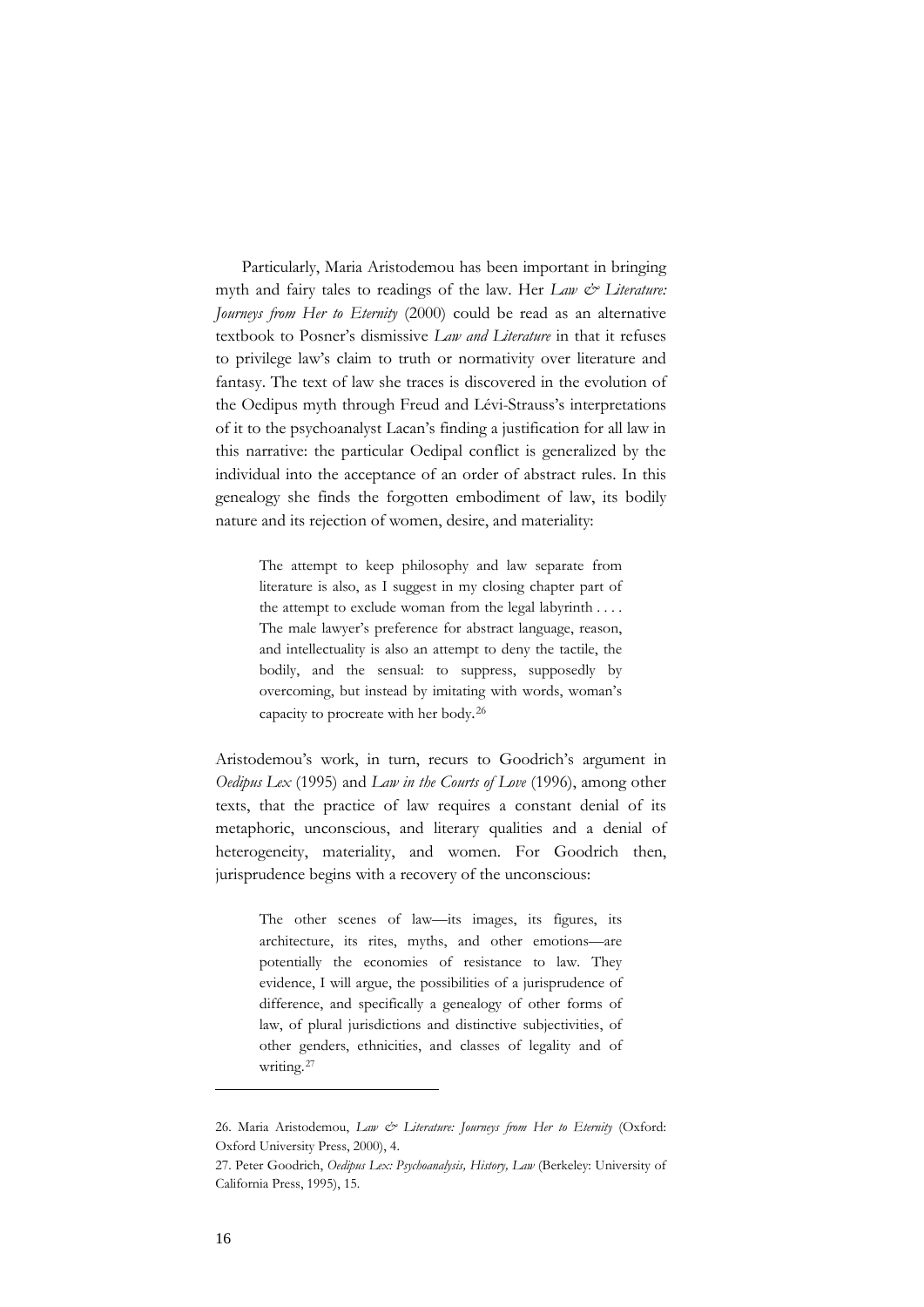Particularly, Maria Aristodemou has been important in bringing myth and fairy tales to readings of the law. Her *Law & Literature: Journeys from Her to Eternity* (2000) could be read as an alternative textbook to Posner's dismissive *Law and Literature* in that it refuses to privilege law's claim to truth or normativity over literature and fantasy. The text of law she traces is discovered in the evolution of the Oedipus myth through Freud and Lévi-Strauss's interpretations of it to the psychoanalyst Lacan's finding a justification for all law in this narrative: the particular Oedipal conflict is generalized by the individual into the acceptance of an order of abstract rules. In this genealogy she finds the forgotten embodiment of law, its bodily nature and its rejection of women, desire, and materiality:

> The attempt to keep philosophy and law separate from literature is also, as I suggest in my closing chapter part of the attempt to exclude woman from the legal labyrinth . . . . The male lawyer's preference for abstract language, reason, and intellectuality is also an attempt to deny the tactile, the bodily, and the sensual: to suppress, supposedly by overcoming, but instead by imitating with words, woman's capacity to procreate with her body.[26]

Aristodemou's work, in turn, recurs to Goodrich's argument in *Oedipus Lex* (1995) and *Law in the Courts of Love* (1996), among other texts, that the practice of law requires a constant denial of its metaphoric, unconscious, and literary qualities and a denial of heterogeneity, materiality, and women. For Goodrich then, jurisprudence begins with a recovery of the unconscious:

> The other scenes of law—its images, its figures, its architecture, its rites, myths, and other emotions—are potentially the economies of resistance to law. They evidence, I will argue, the possibilities of a jurisprudence of difference, and specifically a genealogy of other forms of law, of plural jurisdictions and distinctive subjectivities, of other genders, ethnicities, and classes of legality and of writing.[27]

---

26. Maria Aristodemou, *Law & Literature: Journeys from Her to Eternity* (Oxford: Oxford University Press, 2000), 4.

27. Peter Goodrich, *Oedipus Lex: Psychoanalysis, History, Law* (Berkeley: University of California Press, 1995), 15.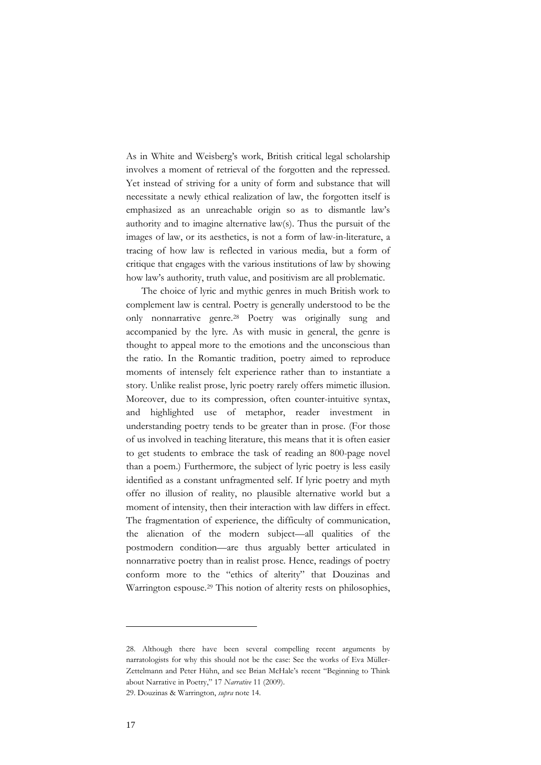As in White and Weisberg's work, British critical legal scholarship involves a moment of retrieval of the forgotten and the repressed. Yet instead of striving for a unity of form and substance that will necessitate a newly ethical realization of law, the forgotten itself is emphasized as an unreachable origin so as to dismantle law's authority and to imagine alternative law(s). Thus the pursuit of the images of law, or its aesthetics, is not a form of law-in-literature, a tracing of how law is reflected in various media, but a form of critique that engages with the various institutions of law by showing how law's authority, truth value, and positivism are all problematic.

The choice of lyric and mythic genres in much British work to complement law is central. Poetry is generally understood to be the only nonnarrative genre.[28] Poetry was originally sung and accompanied by the lyre. As with music in general, the genre is thought to appeal more to the emotions and the unconscious than the ratio. In the Romantic tradition, poetry aimed to reproduce moments of intensely felt experience rather than to instantiate a story. Unlike realist prose, lyric poetry rarely offers mimetic illusion. Moreover, due to its compression, often counter-intuitive syntax, and highlighted use of metaphor, reader investment in understanding poetry tends to be greater than in prose. (For those of us involved in teaching literature, this means that it is often easier to get students to embrace the task of reading an 800-page novel than a poem.) Furthermore, the subject of lyric poetry is less easily identified as a constant unfragmented self. If lyric poetry and myth offer no illusion of reality, no plausible alternative world but a moment of intensity, then their interaction with law differs in effect. The fragmentation of experience, the difficulty of communication, the alienation of the modern subject—all qualities of the postmodern condition—are thus arguably better articulated in nonnarrative poetry than in realist prose. Hence, readings of poetry conform more to the "ethics of alterity" that Douzinas and Warrington espouse.[29] This notion of alterity rests on philosophies,

---

28. Although there have been several compelling recent arguments by narratologists for why this should not be the case: See the works of Eva Müller-Zettelmann and Peter Hühn, and see Brian McHale's recent "Beginning to Think about Narrative in Poetry," 17 *Narrative* 11 (2009).

29. Douzinas & Warrington, *supra* note 14.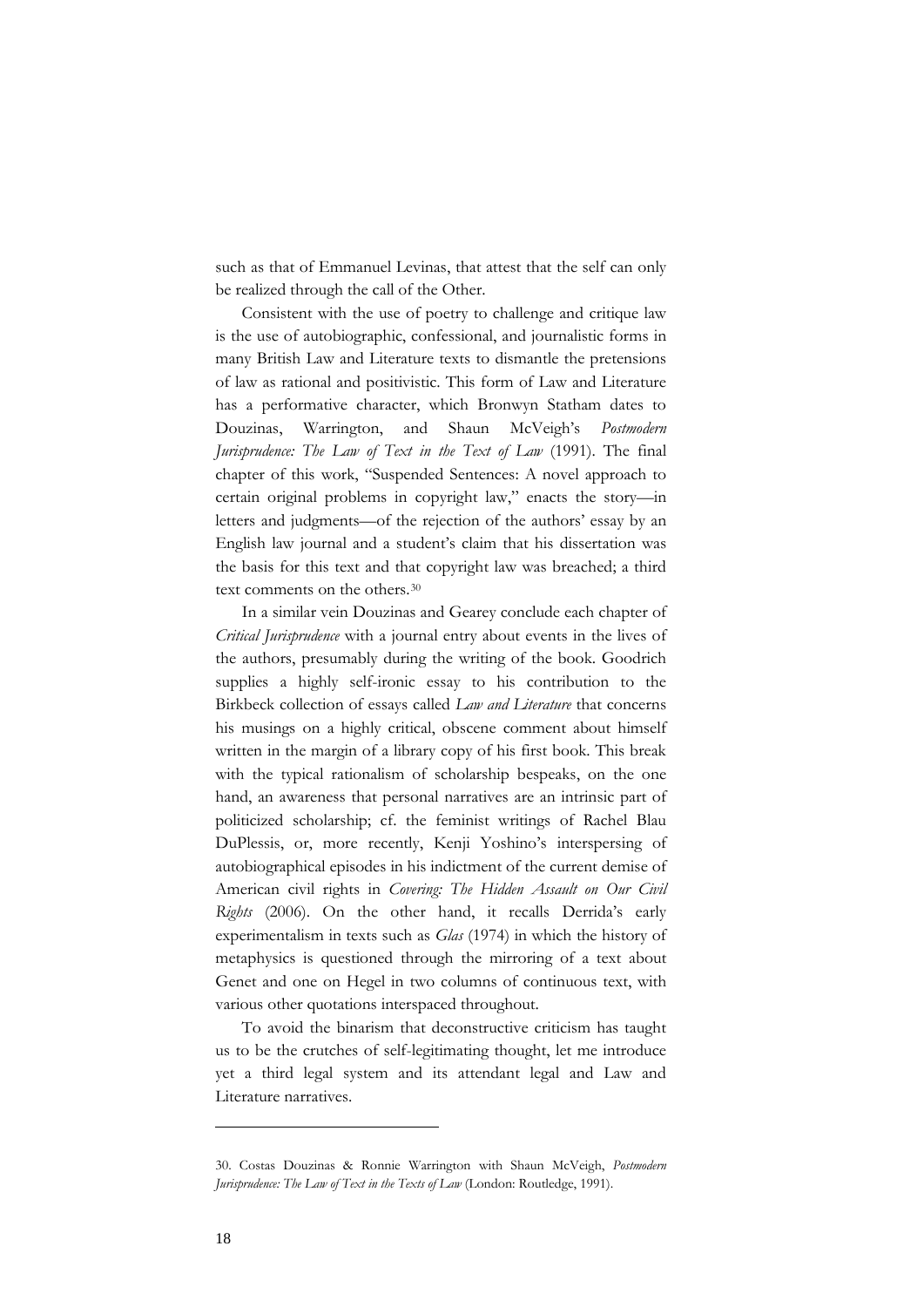such as that of Emmanuel Levinas, that attest that the self can only be realized through the call of the Other.

Consistent with the use of poetry to challenge and critique law is the use of autobiographic, confessional, and journalistic forms in many British Law and Literature texts to dismantle the pretensions of law as rational and positivistic. This form of Law and Literature has a performative character, which Bronwyn Statham dates to Douzinas, Warrington, and Shaun McVeigh's *Postmodern Jurisprudence: The Law of Text in the Text of Law* (1991). The final chapter of this work, "Suspended Sentences: A novel approach to certain original problems in copyright law," enacts the story—in letters and judgments—of the rejection of the authors' essay by an English law journal and a student's claim that his dissertation was the basis for this text and that copyright law was breached; a third text comments on the others.[30]

In a similar vein Douzinas and Gearey conclude each chapter of *Critical Jurisprudence* with a journal entry about events in the lives of the authors, presumably during the writing of the book. Goodrich supplies a highly self-ironic essay to his contribution to the Birkbeck collection of essays called *Law and Literature* that concerns his musings on a highly critical, obscene comment about himself written in the margin of a library copy of his first book. This break with the typical rationalism of scholarship bespeaks, on the one hand, an awareness that personal narratives are an intrinsic part of politicized scholarship; cf. the feminist writings of Rachel Blau DuPlessis, or, more recently, Kenji Yoshino's interspersing of autobiographical episodes in his indictment of the current demise of American civil rights in *Covering: The Hidden Assault on Our Civil Rights* (2006). On the other hand, it recalls Derrida's early experimentalism in texts such as *Glas* (1974) in which the history of metaphysics is questioned through the mirroring of a text about Genet and one on Hegel in two columns of continuous text, with various other quotations interspaced throughout.

To avoid the binarism that deconstructive criticism has taught us to be the crutches of self-legitimating thought, let me introduce yet a third legal system and its attendant legal and Law and Literature narratives.

---

30. Costas Douzinas & Ronnie Warrington with Shaun McVeigh, *Postmodern Jurisprudence: The Law of Text in the Texts of Law* (London: Routledge, 1991).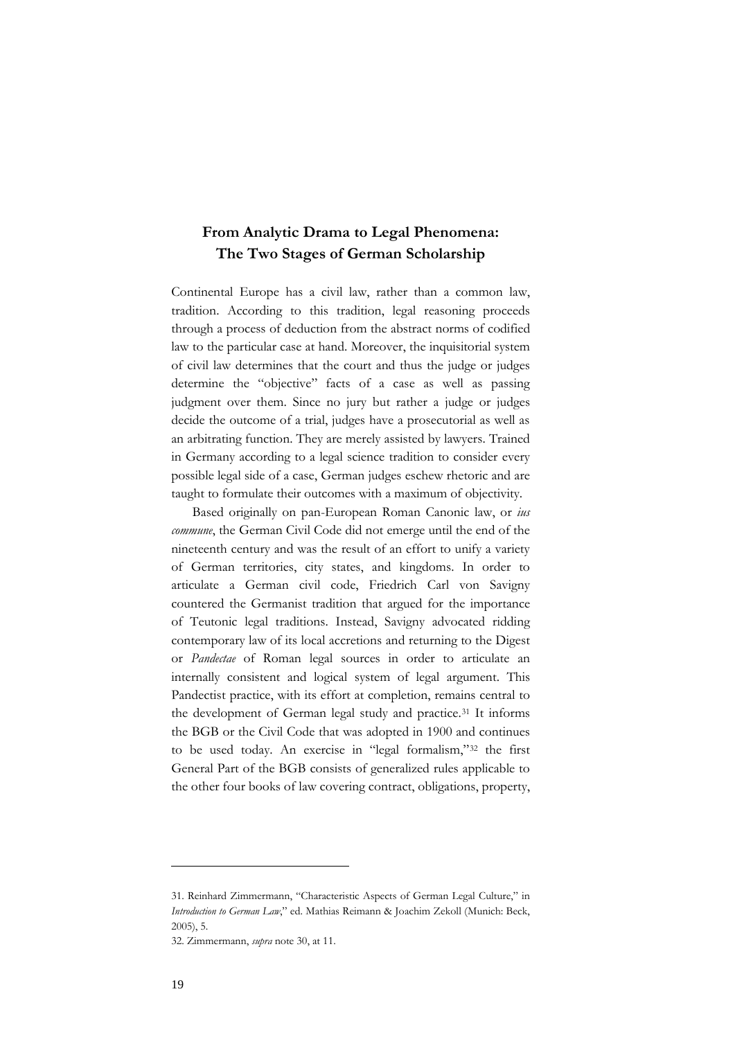## From Analytic Drama to Legal Phenomena: The Two Stages of German Scholarship

Continental Europe has a civil law, rather than a common law, tradition. According to this tradition, legal reasoning proceeds through a process of deduction from the abstract norms of codified law to the particular case at hand. Moreover, the inquisitorial system of civil law determines that the court and thus the judge or judges determine the "objective" facts of a case as well as passing judgment over them. Since no jury but rather a judge or judges decide the outcome of a trial, judges have a prosecutorial as well as an arbitrating function. They are merely assisted by lawyers. Trained in Germany according to a legal science tradition to consider every possible legal side of a case, German judges eschew rhetoric and are taught to formulate their outcomes with a maximum of objectivity.

Based originally on pan-European Roman Canonic law, or *ius commune*, the German Civil Code did not emerge until the end of the nineteenth century and was the result of an effort to unify a variety of German territories, city states, and kingdoms. In order to articulate a German civil code, Friedrich Carl von Savigny countered the Germanist tradition that argued for the importance of Teutonic legal traditions. Instead, Savigny advocated ridding contemporary law of its local accretions and returning to the Digest or *Pandectae* of Roman legal sources in order to articulate an internally consistent and logical system of legal argument. This Pandectist practice, with its effort at completion, remains central to the development of German legal study and practice.[31] It informs the BGB or the Civil Code that was adopted in 1900 and continues to be used today. An exercise in "legal formalism,"[32] the first General Part of the BGB consists of generalized rules applicable to the other four books of law covering contract, obligations, property,

---

31. Reinhard Zimmermann, "Characteristic Aspects of German Legal Culture," in *Introduction to German Law*," ed. Mathias Reimann & Joachim Zekoll (Munich: Beck, 2005), 5.

32. Zimmermann, *supra* note 30, at 11.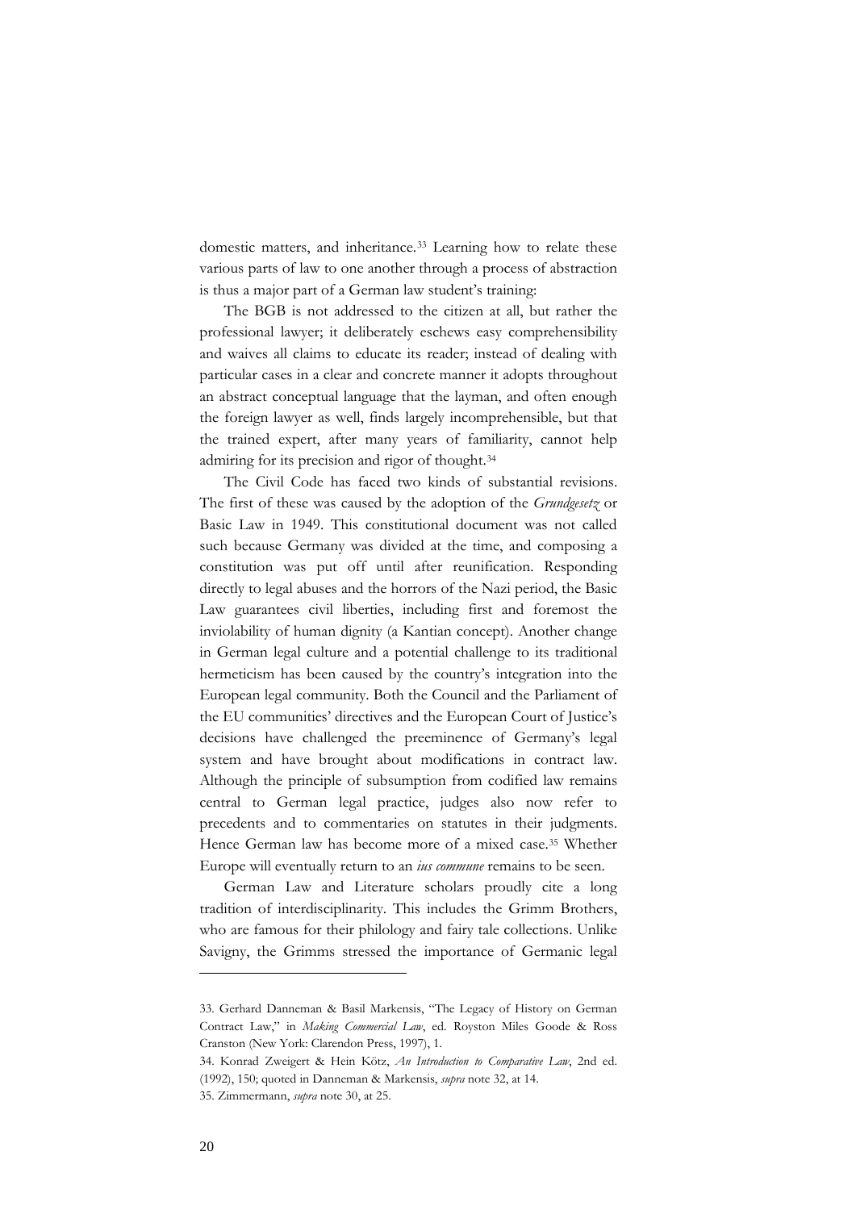domestic matters, and inheritance.[33] Learning how to relate these various parts of law to one another through a process of abstraction is thus a major part of a German law student's training:

> The BGB is not addressed to the citizen at all, but rather the professional lawyer; it deliberately eschews easy comprehensibility and waives all claims to educate its reader; instead of dealing with particular cases in a clear and concrete manner it adopts throughout an abstract conceptual language that the layman, and often enough the foreign lawyer as well, finds largely incomprehensible, but that the trained expert, after many years of familiarity, cannot help admiring for its precision and rigor of thought.[34]

The Civil Code has faced two kinds of substantial revisions. The first of these was caused by the adoption of the *Grundgesetz* or Basic Law in 1949. This constitutional document was not called such because Germany was divided at the time, and composing a constitution was put off until after reunification. Responding directly to legal abuses and the horrors of the Nazi period, the Basic Law guarantees civil liberties, including first and foremost the inviolability of human dignity (a Kantian concept). Another change in German legal culture and a potential challenge to its traditional hermeticism has been caused by the country's integration into the European legal community. Both the Council and the Parliament of the EU communities' directives and the European Court of Justice's decisions have challenged the preeminence of Germany's legal system and have brought about modifications in contract law. Although the principle of subsumption from codified law remains central to German legal practice, judges also now refer to precedents and to commentaries on statutes in their judgments. Hence German law has become more of a mixed case.[35] Whether Europe will eventually return to an *ius commune* remains to be seen.

German Law and Literature scholars proudly cite a long tradition of interdisciplinarity. This includes the Grimm Brothers, who are famous for their philology and fairy tale collections. Unlike Savigny, the Grimms stressed the importance of Germanic legal

---

33. Gerhard Danneman & Basil Markensis, "The Legacy of History on German Contract Law," in *Making Commercial Law*, ed. Royston Miles Goode & Ross Cranston (New York: Clarendon Press, 1997), 1.

34. Konrad Zweigert & Hein Kötz, *An Introduction to Comparative Law*, 2nd ed. (1992), 150; quoted in Danneman & Markensis, *supra* note 32, at 14.

35. Zimmermann, *supra* note 30, at 25.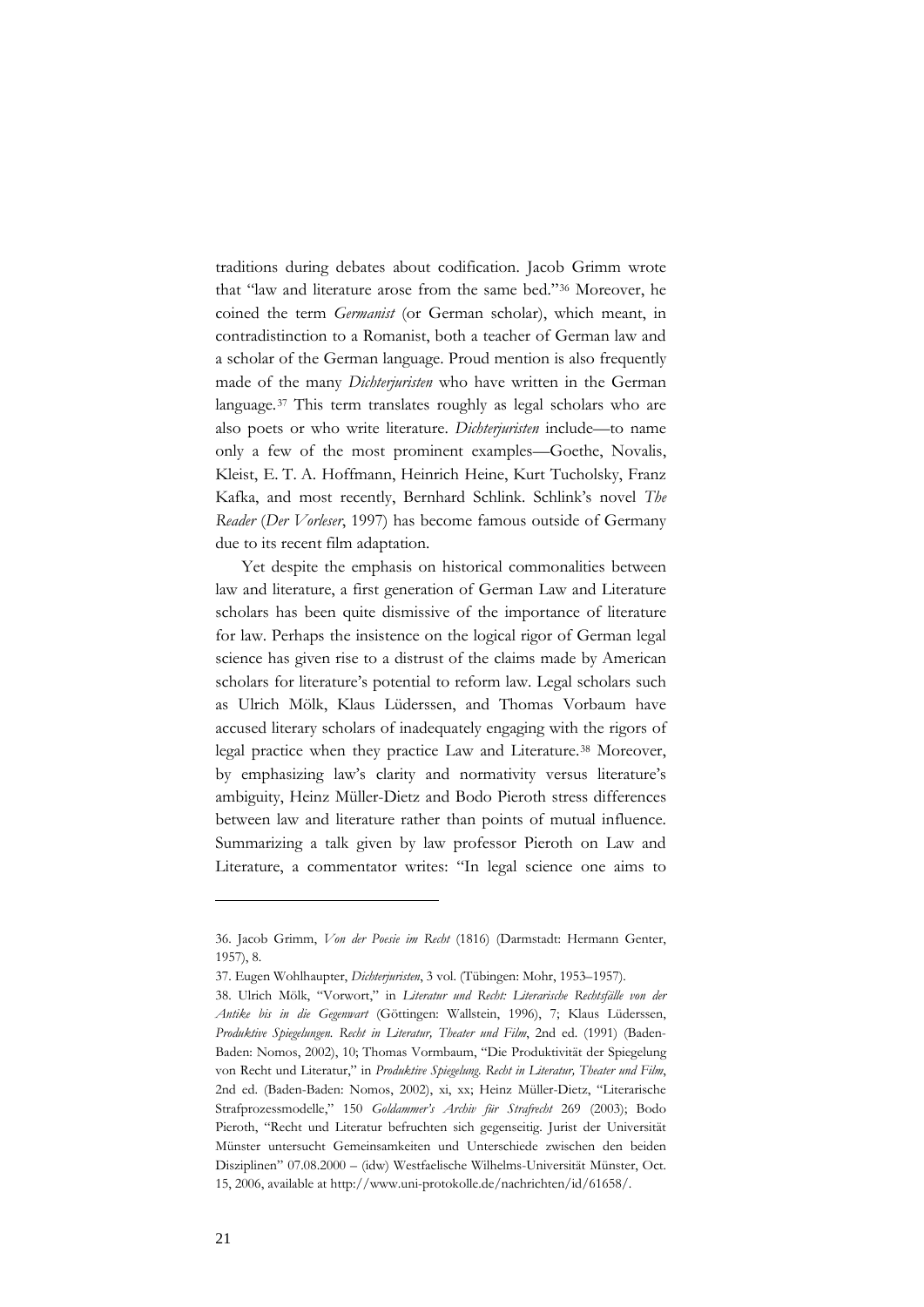traditions during debates about codification. Jacob Grimm wrote that "law and literature arose from the same bed."[36] Moreover, he coined the term *Germanist* (or German scholar), which meant, in contradistinction to a Romanist, both a teacher of German law and a scholar of the German language. Proud mention is also frequently made of the many *Dichterjuristen* who have written in the German language.[37] This term translates roughly as legal scholars who are also poets or who write literature. *Dichterjuristen* include—to name only a few of the most prominent examples—Goethe, Novalis, Kleist, E. T. A. Hoffmann, Heinrich Heine, Kurt Tucholsky, Franz Kafka, and most recently, Bernhard Schlink. Schlink's novel *The Reader* (*Der Vorleser*, 1997) has become famous outside of Germany due to its recent film adaptation.

Yet despite the emphasis on historical commonalities between law and literature, a first generation of German Law and Literature scholars has been quite dismissive of the importance of literature for law. Perhaps the insistence on the logical rigor of German legal science has given rise to a distrust of the claims made by American scholars for literature's potential to reform law. Legal scholars such as Ulrich Mölk, Klaus Lüderssen, and Thomas Vorbaum have accused literary scholars of inadequately engaging with the rigors of legal practice when they practice Law and Literature.[38] Moreover, by emphasizing law's clarity and normativity versus literature's ambiguity, Heinz Müller-Dietz and Bodo Pieroth stress differences between law and literature rather than points of mutual influence. Summarizing a talk given by law professor Pieroth on Law and Literature, a commentator writes: "In legal science one aims to

---

36. Jacob Grimm, *Von der Poesie im Recht* (1816) (Darmstadt: Hermann Genter, 1957), 8.

37. Eugen Wohlhaupter, *Dichterjuristen*, 3 vol. (Tübingen: Mohr, 1953–1957).

38. Ulrich Mölk, "Vorwort," in *Literatur und Recht: Literarische Rechtsfälle von der Antike bis in die Gegenwart* (Göttingen: Wallstein, 1996), 7; Klaus Lüderssen, *Produktive Spiegelungen. Recht in Literatur, Theater und Film*, 2nd ed. (1991) (Baden-Baden: Nomos, 2002), 10; Thomas Vormbaum, "Die Produktivität der Spiegelung von Recht und Literatur," in *Produktive Spiegelung. Recht in Literatur, Theater und Film*, 2nd ed. (Baden-Baden: Nomos, 2002), xi, xx; Heinz Müller-Dietz, "Literarische Strafprozessmodelle," 150 *Goldammer's Archiv für Strafrecht* 269 (2003); Bodo Pieroth, "Recht und Literatur befruchten sich gegenseitig. Jurist der Universität Münster untersucht Gemeinsamkeiten und Unterschiede zwischen den beiden Disziplinen" 07.08.2000 – (idw) Westfaelische Wilhelms-Universität Münster, Oct. 15, 2006, available at http://www.uni-protokolle.de/nachrichten/id/61658/.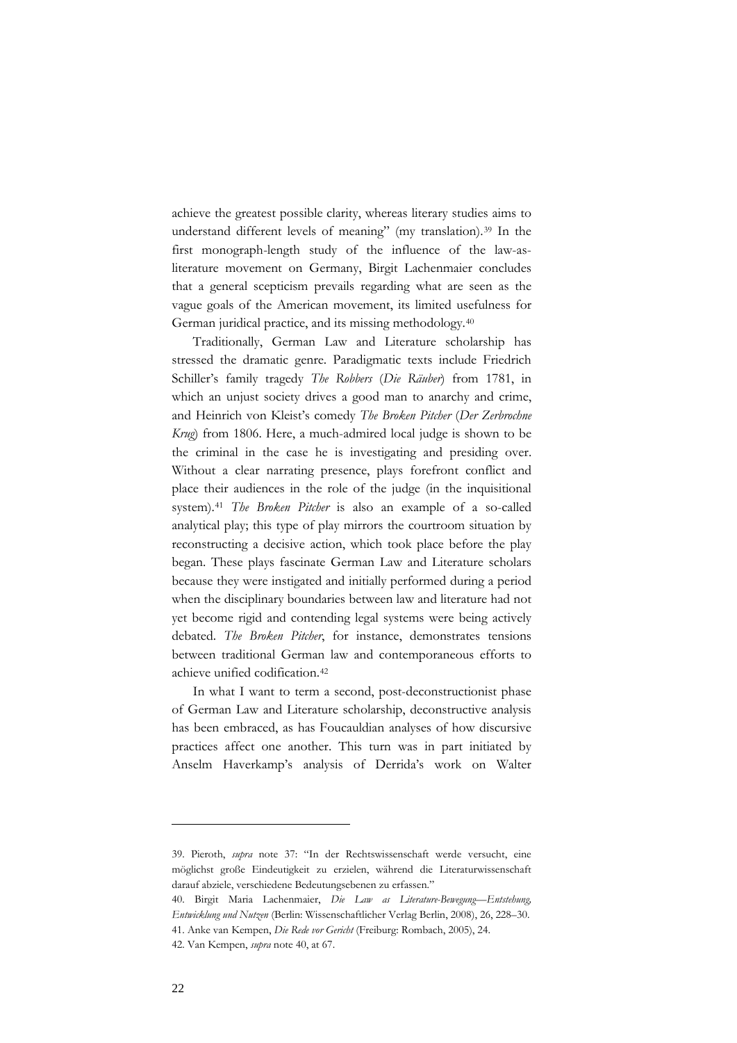achieve the greatest possible clarity, whereas literary studies aims to understand different levels of meaning" (my translation).[39] In the first monograph-length study of the influence of the law-as-literature movement on Germany, Birgit Lachenmaier concludes that a general scepticism prevails regarding what are seen as the vague goals of the American movement, its limited usefulness for German juridical practice, and its missing methodology.[40]

Traditionally, German Law and Literature scholarship has stressed the dramatic genre. Paradigmatic texts include Friedrich Schiller's family tragedy *The Robbers* (*Die Räuber*) from 1781, in which an unjust society drives a good man to anarchy and crime, and Heinrich von Kleist's comedy *The Broken Pitcher* (*Der Zerbrochne Krug*) from 1806. Here, a much-admired local judge is shown to be the criminal in the case he is investigating and presiding over. Without a clear narrating presence, plays forefront conflict and place their audiences in the role of the judge (in the inquisitional system).[41] *The Broken Pitcher* is also an example of a so-called analytical play; this type of play mirrors the courtroom situation by reconstructing a decisive action, which took place before the play began. These plays fascinate German Law and Literature scholars because they were instigated and initially performed during a period when the disciplinary boundaries between law and literature had not yet become rigid and contending legal systems were being actively debated. *The Broken Pitcher*, for instance, demonstrates tensions between traditional German law and contemporaneous efforts to achieve unified codification.[42]

In what I want to term a second, post-deconstructionist phase of German Law and Literature scholarship, deconstructive analysis has been embraced, as has Foucauldian analyses of how discursive practices affect one another. This turn was in part initiated by Anselm Haverkamp's analysis of Derrida's work on Walter

---

39. Pieroth, *supra* note 37: "In der Rechtswissenschaft werde versucht, eine möglichst große Eindeutigkeit zu erzielen, während die Literaturwissenschaft darauf abziele, verschiedene Bedeutungsebenen zu erfassen."

40. Birgit Maria Lachenmaier, *Die Law as Literature-Bewegung—Entstehung, Entwicklung und Nutzen* (Berlin: Wissenschaftlicher Verlag Berlin, 2008), 26, 228–30.

41. Anke van Kempen, *Die Rede vor Gericht* (Freiburg: Rombach, 2005), 24.

42. Van Kempen, *supra* note 40, at 67.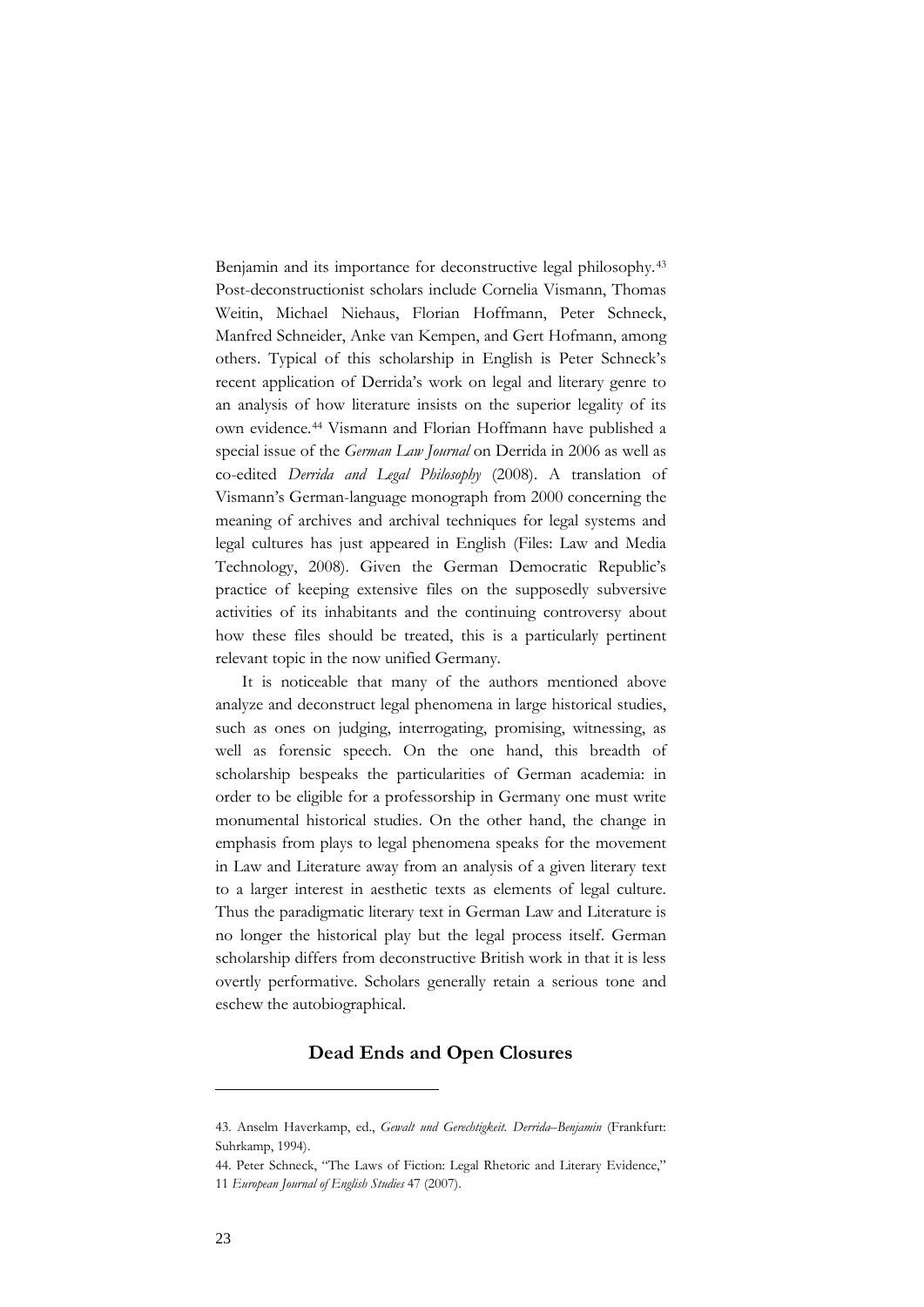Benjamin and its importance for deconstructive legal philosophy.[43] Post-deconstructionist scholars include Cornelia Vismann, Thomas Weitin, Michael Niehaus, Florian Hoffmann, Peter Schneck, Manfred Schneider, Anke van Kempen, and Gert Hofmann, among others. Typical of this scholarship in English is Peter Schneck's recent application of Derrida's work on legal and literary genre to an analysis of how literature insists on the superior legality of its own evidence.[44] Vismann and Florian Hoffmann have published a special issue of the *German Law Journal* on Derrida in 2006 as well as co-edited *Derrida and Legal Philosophy* (2008). A translation of Vismann's German-language monograph from 2000 concerning the meaning of archives and archival techniques for legal systems and legal cultures has just appeared in English (Files: Law and Media Technology, 2008). Given the German Democratic Republic's practice of keeping extensive files on the supposedly subversive activities of its inhabitants and the continuing controversy about how these files should be treated, this is a particularly pertinent relevant topic in the now unified Germany.

It is noticeable that many of the authors mentioned above analyze and deconstruct legal phenomena in large historical studies, such as ones on judging, interrogating, promising, witnessing, as well as forensic speech. On the one hand, this breadth of scholarship bespeaks the particularities of German academia: in order to be eligible for a professorship in Germany one must write monumental historical studies. On the other hand, the change in emphasis from plays to legal phenomena speaks for the movement in Law and Literature away from an analysis of a given literary text to a larger interest in aesthetic texts as elements of legal culture. Thus the paradigmatic literary text in German Law and Literature is no longer the historical play but the legal process itself. German scholarship differs from deconstructive British work in that it is less overtly performative. Scholars generally retain a serious tone and eschew the autobiographical.

## Dead Ends and Open Closures

---

43. Anselm Haverkamp, ed., *Gewalt und Gerechtigkeit. Derrida–Benjamin* (Frankfurt: Suhrkamp, 1994).

44. Peter Schneck, "The Laws of Fiction: Legal Rhetoric and Literary Evidence," 11 *European Journal of English Studies* 47 (2007).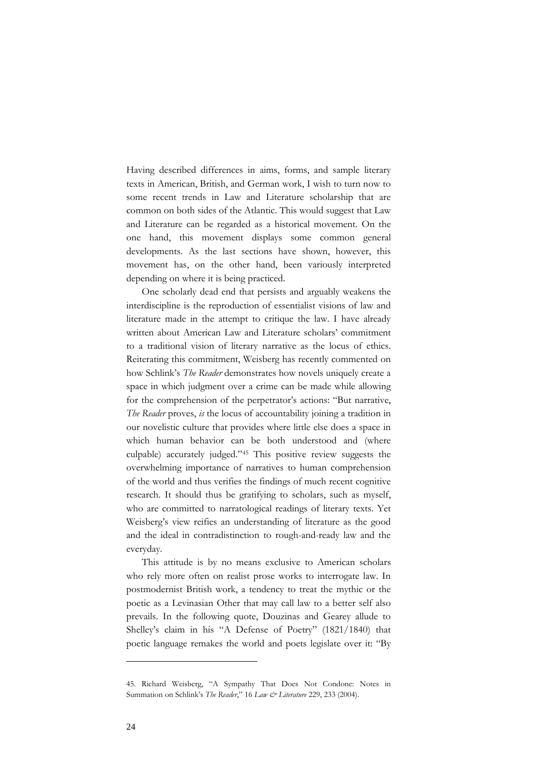Having described differences in aims, forms, and sample literary texts in American, British, and German work, I wish to turn now to some recent trends in Law and Literature scholarship that are common on both sides of the Atlantic. This would suggest that Law and Literature can be regarded as a historical movement. On the one hand, this movement displays some common general developments. As the last sections have shown, however, this movement has, on the other hand, been variously interpreted depending on where it is being practiced.

One scholarly dead end that persists and arguably weakens the interdiscipline is the reproduction of essentialist visions of law and literature made in the attempt to critique the law. I have already written about American Law and Literature scholars' commitment to a traditional vision of literary narrative as the locus of ethics. Reiterating this commitment, Weisberg has recently commented on how Schlink's *The Reader* demonstrates how novels uniquely create a space in which judgment over a crime can be made while allowing for the comprehension of the perpetrator's actions: "But narrative, *The Reader* proves, *is* the locus of accountability joining a tradition in our novelistic culture that provides where little else does a space in which human behavior can be both understood and (where culpable) accurately judged."[45] This positive review suggests the overwhelming importance of narratives to human comprehension of the world and thus verifies the findings of much recent cognitive research. It should thus be gratifying to scholars, such as myself, who are committed to narratological readings of literary texts. Yet Weisberg's view reifies an understanding of literature as the good and the ideal in contradistinction to rough-and-ready law and the everyday.

This attitude is by no means exclusive to American scholars who rely more often on realist prose works to interrogate law. In postmodernist British work, a tendency to treat the mythic or the poetic as a Levinasian Other that may call law to a better self also prevails. In the following quote, Douzinas and Gearey allude to Shelley's claim in his "A Defense of Poetry" (1821/1840) that poetic language remakes the world and poets legislate over it: "By

---

45. Richard Weisberg, "A Sympathy That Does Not Condone: Notes in Summation on Schlink's *The Reader*," 16 *Law & Literature* 229, 233 (2004).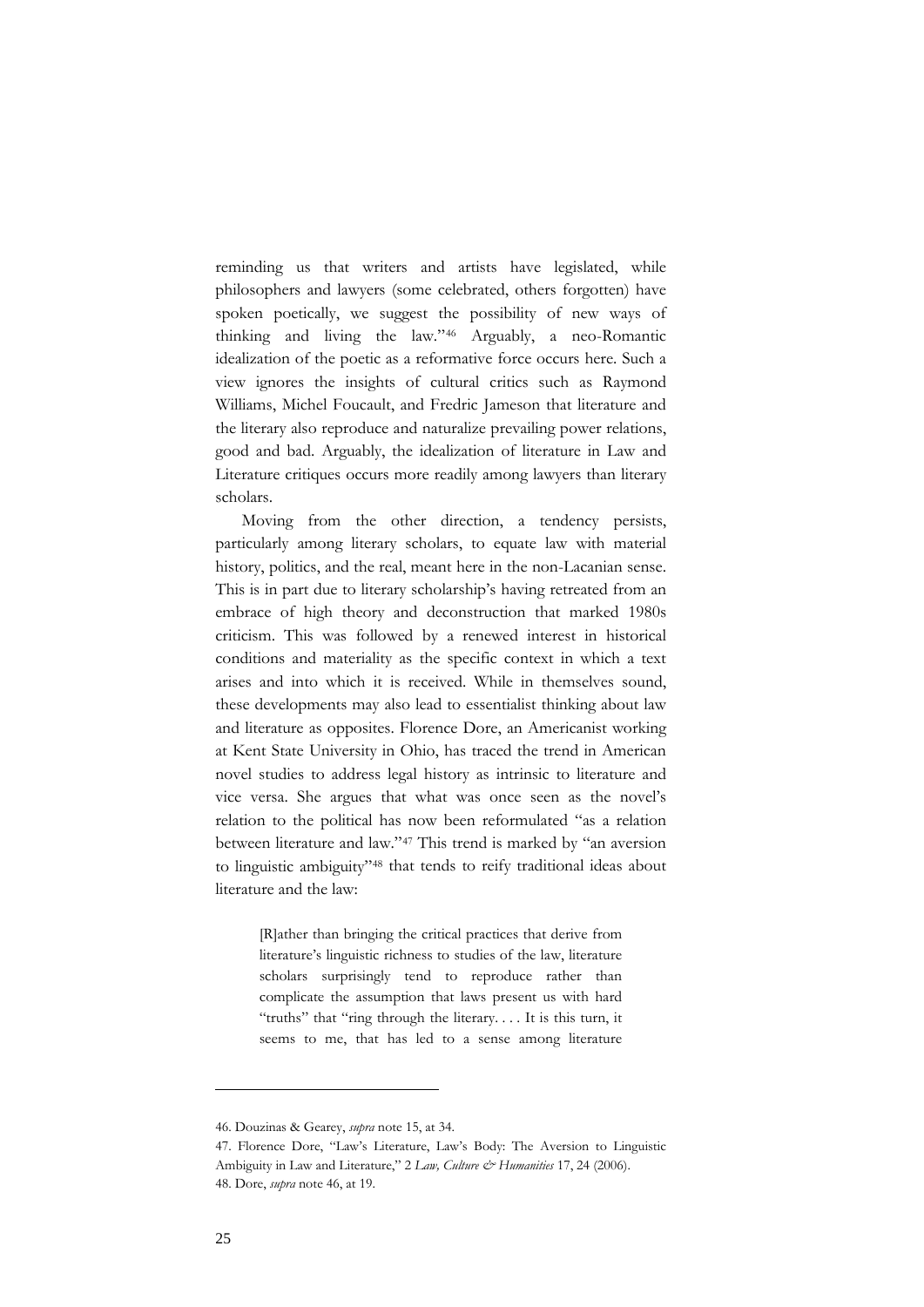reminding us that writers and artists have legislated, while philosophers and lawyers (some celebrated, others forgotten) have spoken poetically, we suggest the possibility of new ways of thinking and living the law."[46] Arguably, a neo-Romantic idealization of the poetic as a reformative force occurs here. Such a view ignores the insights of cultural critics such as Raymond Williams, Michel Foucault, and Fredric Jameson that literature and the literary also reproduce and naturalize prevailing power relations, good and bad. Arguably, the idealization of literature in Law and Literature critiques occurs more readily among lawyers than literary scholars.

Moving from the other direction, a tendency persists, particularly among literary scholars, to equate law with material history, politics, and the real, meant here in the non-Lacanian sense. This is in part due to literary scholarship's having retreated from an embrace of high theory and deconstruction that marked 1980s criticism. This was followed by a renewed interest in historical conditions and materiality as the specific context in which a text arises and into which it is received. While in themselves sound, these developments may also lead to essentialist thinking about law and literature as opposites. Florence Dore, an Americanist working at Kent State University in Ohio, has traced the trend in American novel studies to address legal history as intrinsic to literature and vice versa. She argues that what was once seen as the novel's relation to the political has now been reformulated "as a relation between literature and law."[47] This trend is marked by "an aversion to linguistic ambiguity"[48] that tends to reify traditional ideas about literature and the law:

> [R]ather than bringing the critical practices that derive from literature's linguistic richness to studies of the law, literature scholars surprisingly tend to reproduce rather than complicate the assumption that laws present us with hard "truths" that "ring through the literary. . . . It is this turn, it seems to me, that has led to a sense among literature

---

46. Douzinas & Gearey, *supra* note 15, at 34.

47. Florence Dore, "Law's Literature, Law's Body: The Aversion to Linguistic Ambiguity in Law and Literature," 2 *Law, Culture & Humanities* 17, 24 (2006).

48. Dore, *supra* note 46, at 19.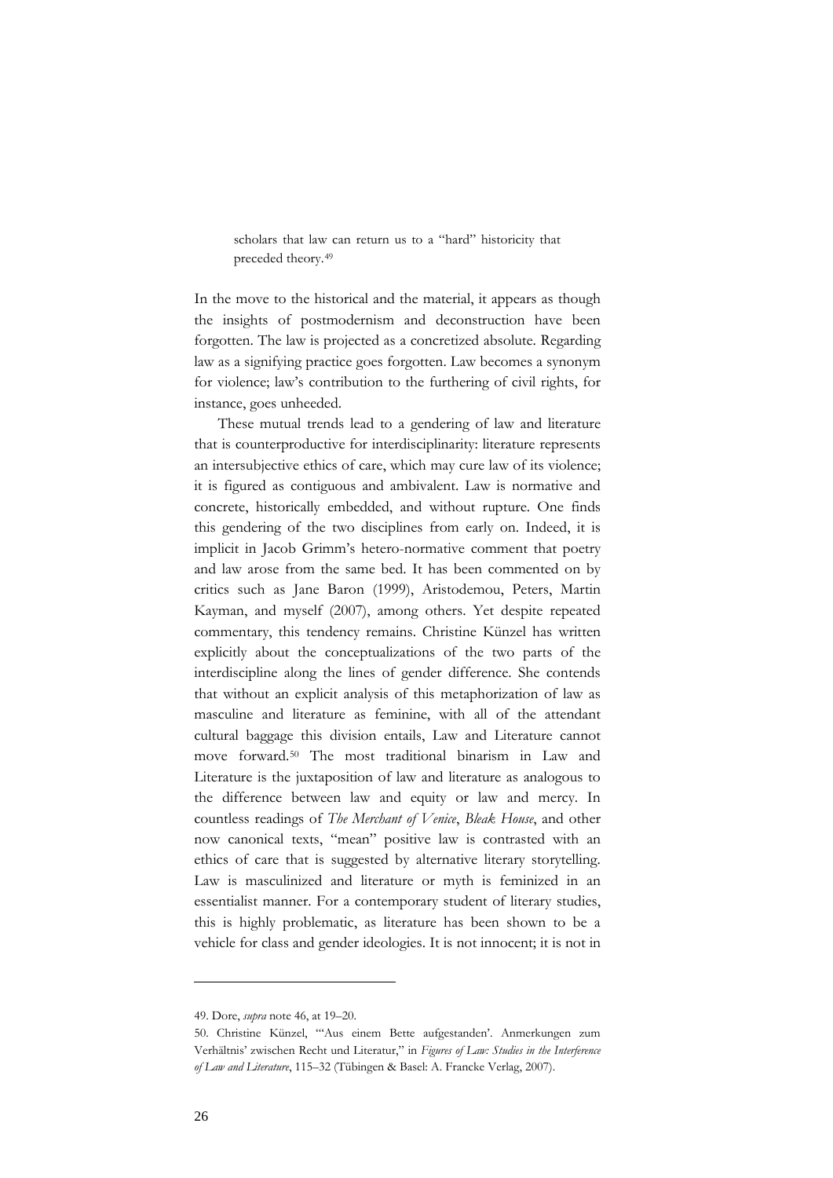> scholars that law can return us to a "hard" historicity that preceded theory.[49]

In the move to the historical and the material, it appears as though the insights of postmodernism and deconstruction have been forgotten. The law is projected as a concretized absolute. Regarding law as a signifying practice goes forgotten. Law becomes a synonym for violence; law's contribution to the furthering of civil rights, for instance, goes unheeded.

These mutual trends lead to a gendering of law and literature that is counterproductive for interdisciplinarity: literature represents an intersubjective ethics of care, which may cure law of its violence; it is figured as contiguous and ambivalent. Law is normative and concrete, historically embedded, and without rupture. One finds this gendering of the two disciplines from early on. Indeed, it is implicit in Jacob Grimm's hetero-normative comment that poetry and law arose from the same bed. It has been commented on by critics such as Jane Baron (1999), Aristodemou, Peters, Martin Kayman, and myself (2007), among others. Yet despite repeated commentary, this tendency remains. Christine Künzel has written explicitly about the conceptualizations of the two parts of the interdiscipline along the lines of gender difference. She contends that without an explicit analysis of this metaphorization of law as masculine and literature as feminine, with all of the attendant cultural baggage this division entails, Law and Literature cannot move forward.[50] The most traditional binarism in Law and Literature is the juxtaposition of law and literature as analogous to the difference between law and equity or law and mercy. In countless readings of *The Merchant of Venice*, *Bleak House*, and other now canonical texts, "mean" positive law is contrasted with an ethics of care that is suggested by alternative literary storytelling. Law is masculinized and literature or myth is feminized in an essentialist manner. For a contemporary student of literary studies, this is highly problematic, as literature has been shown to be a vehicle for class and gender ideologies. It is not innocent; it is not in

---

49. Dore, *supra* note 46, at 19–20.

50. Christine Künzel, "'Aus einem Bette aufgestanden'. Anmerkungen zum Verhältnis' zwischen Recht und Literatur," in *Figures of Law: Studies in the Interference of Law and Literature*, 115–32 (Tübingen & Basel: A. Francke Verlag, 2007).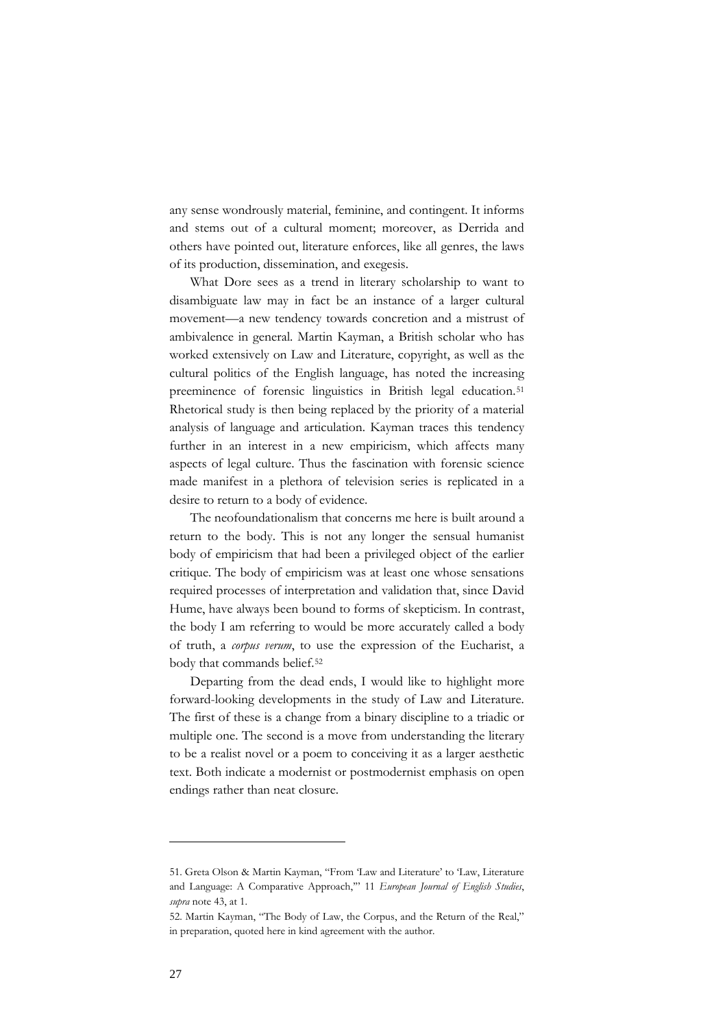any sense wondrously material, feminine, and contingent. It informs and stems out of a cultural moment; moreover, as Derrida and others have pointed out, literature enforces, like all genres, the laws of its production, dissemination, and exegesis.

What Dore sees as a trend in literary scholarship to want to disambiguate law may in fact be an instance of a larger cultural movement—a new tendency towards concretion and a mistrust of ambivalence in general. Martin Kayman, a British scholar who has worked extensively on Law and Literature, copyright, as well as the cultural politics of the English language, has noted the increasing preeminence of forensic linguistics in British legal education.[51] Rhetorical study is then being replaced by the priority of a material analysis of language and articulation. Kayman traces this tendency further in an interest in a new empiricism, which affects many aspects of legal culture. Thus the fascination with forensic science made manifest in a plethora of television series is replicated in a desire to return to a body of evidence.

The neofoundationalism that concerns me here is built around a return to the body. This is not any longer the sensual humanist body of empiricism that had been a privileged object of the earlier critique. The body of empiricism was at least one whose sensations required processes of interpretation and validation that, since David Hume, have always been bound to forms of skepticism. In contrast, the body I am referring to would be more accurately called a body of truth, a *corpus verum*, to use the expression of the Eucharist, a body that commands belief.[52]

Departing from the dead ends, I would like to highlight more forward-looking developments in the study of Law and Literature. The first of these is a change from a binary discipline to a triadic or multiple one. The second is a move from understanding the literary to be a realist novel or a poem to conceiving it as a larger aesthetic text. Both indicate a modernist or postmodernist emphasis on open endings rather than neat closure.

---

51. Greta Olson & Martin Kayman, "From 'Law and Literature' to 'Law, Literature and Language: A Comparative Approach,'" 11 *European Journal of English Studies*, *supra* note 43, at 1.

52. Martin Kayman, "The Body of Law, the Corpus, and the Return of the Real," in preparation, quoted here in kind agreement with the author.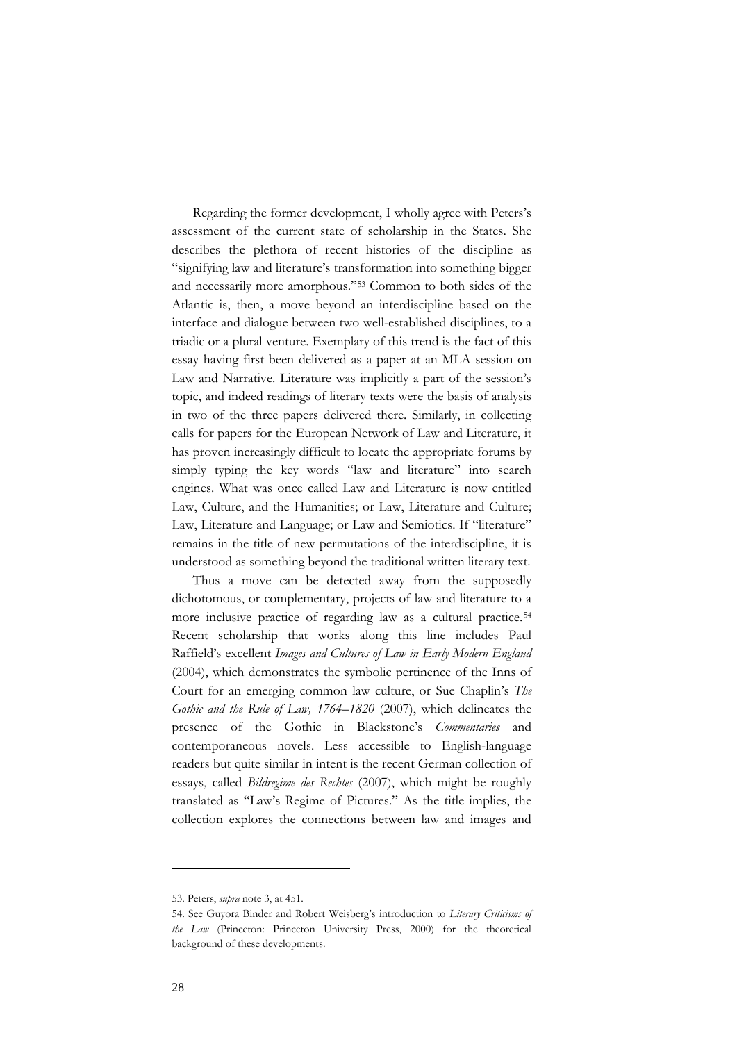Regarding the former development, I wholly agree with Peters's assessment of the current state of scholarship in the States. She describes the plethora of recent histories of the discipline as "signifying law and literature's transformation into something bigger and necessarily more amorphous."[53] Common to both sides of the Atlantic is, then, a move beyond an interdiscipline based on the interface and dialogue between two well-established disciplines, to a triadic or a plural venture. Exemplary of this trend is the fact of this essay having first been delivered as a paper at an MLA session on Law and Narrative. Literature was implicitly a part of the session's topic, and indeed readings of literary texts were the basis of analysis in two of the three papers delivered there. Similarly, in collecting calls for papers for the European Network of Law and Literature, it has proven increasingly difficult to locate the appropriate forums by simply typing the key words "law and literature" into search engines. What was once called Law and Literature is now entitled Law, Culture, and the Humanities; or Law, Literature and Culture; Law, Literature and Language; or Law and Semiotics. If "literature" remains in the title of new permutations of the interdiscipline, it is understood as something beyond the traditional written literary text.

Thus a move can be detected away from the supposedly dichotomous, or complementary, projects of law and literature to a more inclusive practice of regarding law as a cultural practice.[54] Recent scholarship that works along this line includes Paul Raffield's excellent *Images and Cultures of Law in Early Modern England* (2004), which demonstrates the symbolic pertinence of the Inns of Court for an emerging common law culture, or Sue Chaplin's *The Gothic and the Rule of Law, 1764–1820* (2007), which delineates the presence of the Gothic in Blackstone's *Commentaries* and contemporaneous novels. Less accessible to English-language readers but quite similar in intent is the recent German collection of essays, called *Bildregime des Rechtes* (2007), which might be roughly translated as "Law's Regime of Pictures." As the title implies, the collection explores the connections between law and images and

---

53. Peters, *supra* note 3, at 451.

54. See Guyora Binder and Robert Weisberg's introduction to *Literary Criticisms of the Law* (Princeton: Princeton University Press, 2000) for the theoretical background of these developments.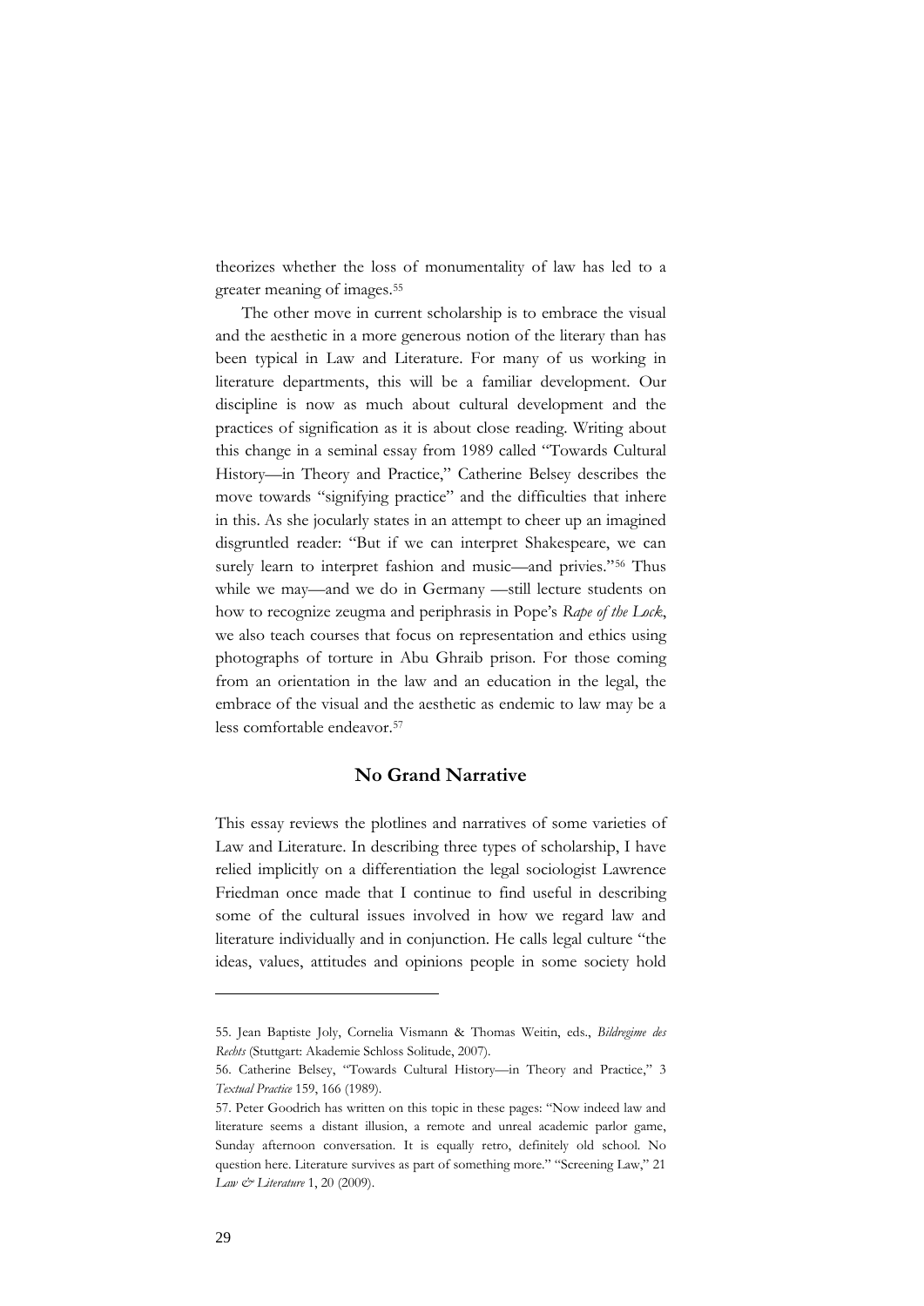theorizes whether the loss of monumentality of law has led to a greater meaning of images.[55]

The other move in current scholarship is to embrace the visual and the aesthetic in a more generous notion of the literary than has been typical in Law and Literature. For many of us working in literature departments, this will be a familiar development. Our discipline is now as much about cultural development and the practices of signification as it is about close reading. Writing about this change in a seminal essay from 1989 called "Towards Cultural History—in Theory and Practice," Catherine Belsey describes the move towards "signifying practice" and the difficulties that inhere in this. As she jocularly states in an attempt to cheer up an imagined disgruntled reader: "But if we can interpret Shakespeare, we can surely learn to interpret fashion and music—and privies."[56] Thus while we may—and we do in Germany —still lecture students on how to recognize zeugma and periphrasis in Pope's *Rape of the Lock*, we also teach courses that focus on representation and ethics using photographs of torture in Abu Ghraib prison. For those coming from an orientation in the law and an education in the legal, the embrace of the visual and the aesthetic as endemic to law may be a less comfortable endeavor.[57]

## No Grand Narrative

This essay reviews the plotlines and narratives of some varieties of Law and Literature. In describing three types of scholarship, I have relied implicitly on a differentiation the legal sociologist Lawrence Friedman once made that I continue to find useful in describing some of the cultural issues involved in how we regard law and literature individually and in conjunction. He calls legal culture "the ideas, values, attitudes and opinions people in some society hold

---

55. Jean Baptiste Joly, Cornelia Vismann & Thomas Weitin, eds., *Bildregime des Rechts* (Stuttgart: Akademie Schloss Solitude, 2007).

56. Catherine Belsey, "Towards Cultural History—in Theory and Practice," 3 *Textual Practice* 159, 166 (1989).

57. Peter Goodrich has written on this topic in these pages: "Now indeed law and literature seems a distant illusion, a remote and unreal academic parlor game, Sunday afternoon conversation. It is equally retro, definitely old school. No question here. Literature survives as part of something more." "Screening Law," 21 *Law & Literature* 1, 20 (2009).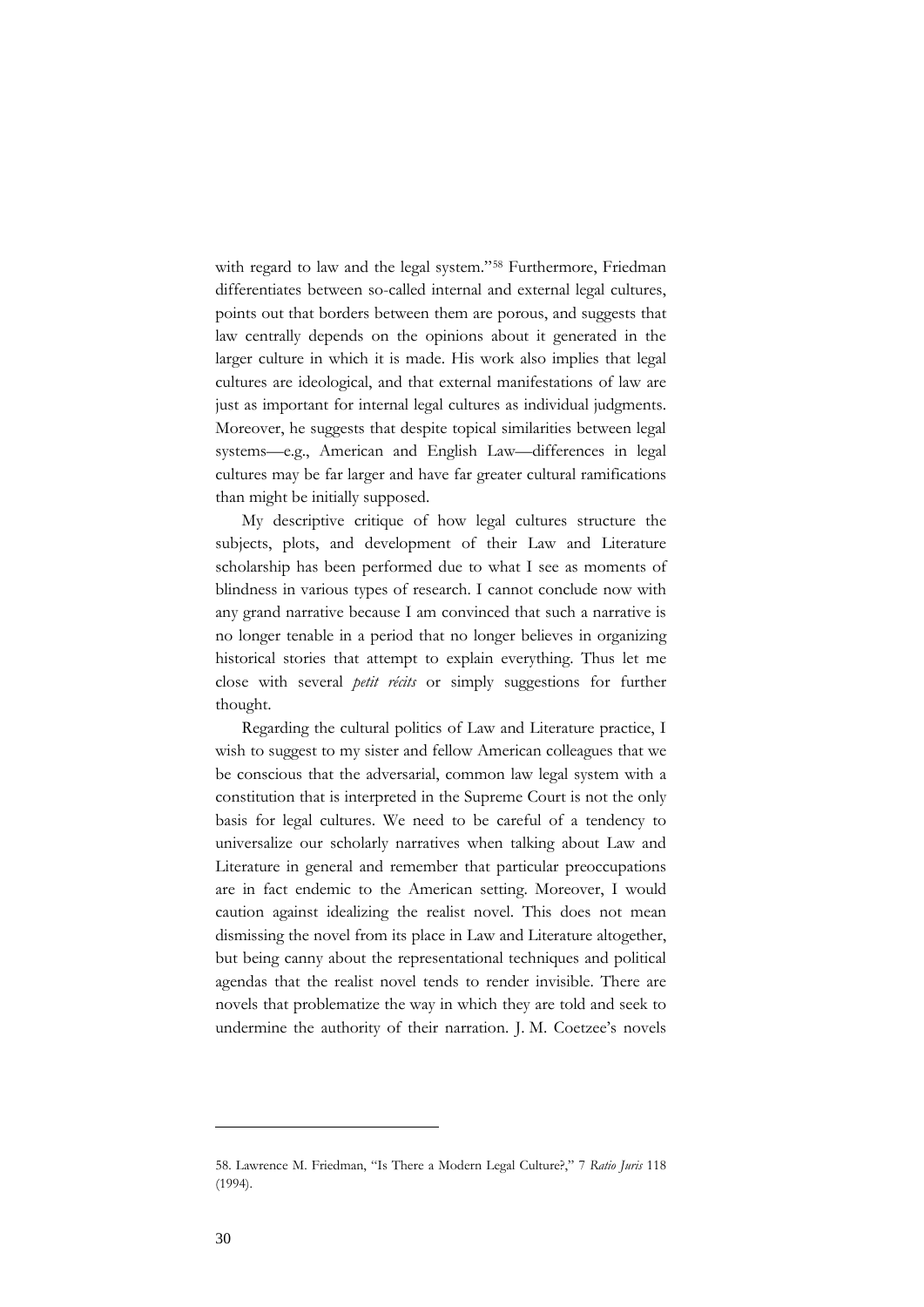with regard to law and the legal system."[58] Furthermore, Friedman differentiates between so-called internal and external legal cultures, points out that borders between them are porous, and suggests that law centrally depends on the opinions about it generated in the larger culture in which it is made. His work also implies that legal cultures are ideological, and that external manifestations of law are just as important for internal legal cultures as individual judgments. Moreover, he suggests that despite topical similarities between legal systems—e.g., American and English Law—differences in legal cultures may be far larger and have far greater cultural ramifications than might be initially supposed.

My descriptive critique of how legal cultures structure the subjects, plots, and development of their Law and Literature scholarship has been performed due to what I see as moments of blindness in various types of research. I cannot conclude now with any grand narrative because I am convinced that such a narrative is no longer tenable in a period that no longer believes in organizing historical stories that attempt to explain everything. Thus let me close with several *petit récits* or simply suggestions for further thought.

Regarding the cultural politics of Law and Literature practice, I wish to suggest to my sister and fellow American colleagues that we be conscious that the adversarial, common law legal system with a constitution that is interpreted in the Supreme Court is not the only basis for legal cultures. We need to be careful of a tendency to universalize our scholarly narratives when talking about Law and Literature in general and remember that particular preoccupations are in fact endemic to the American setting. Moreover, I would caution against idealizing the realist novel. This does not mean dismissing the novel from its place in Law and Literature altogether, but being canny about the representational techniques and political agendas that the realist novel tends to render invisible. There are novels that problematize the way in which they are told and seek to undermine the authority of their narration. J. M. Coetzee's novels

---

58. Lawrence M. Friedman, "Is There a Modern Legal Culture?," 7 *Ratio Juris* 118 (1994).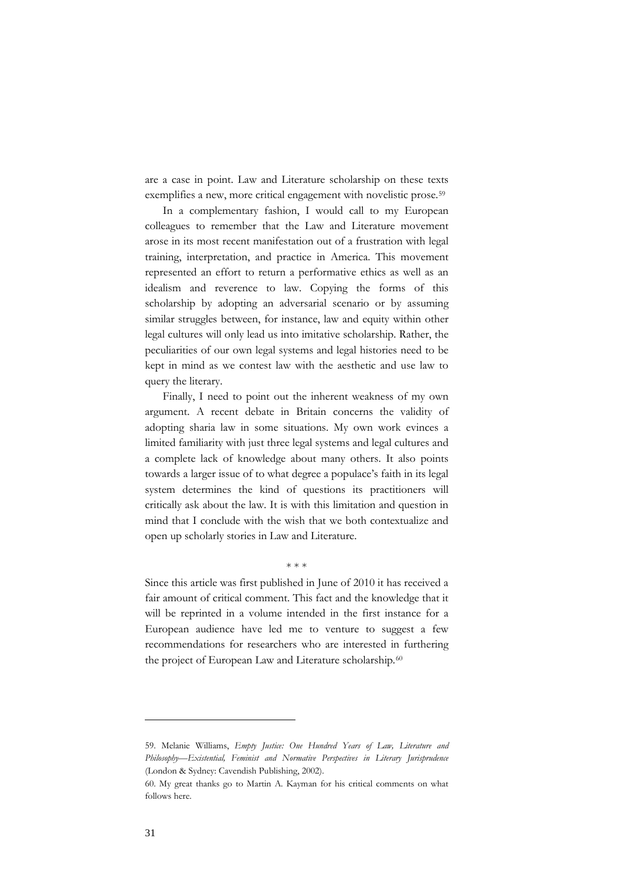are a case in point. Law and Literature scholarship on these texts exemplifies a new, more critical engagement with novelistic prose.[59]

In a complementary fashion, I would call to my European colleagues to remember that the Law and Literature movement arose in its most recent manifestation out of a frustration with legal training, interpretation, and practice in America. This movement represented an effort to return a performative ethics as well as an idealism and reverence to law. Copying the forms of this scholarship by adopting an adversarial scenario or by assuming similar struggles between, for instance, law and equity within other legal cultures will only lead us into imitative scholarship. Rather, the peculiarities of our own legal systems and legal histories need to be kept in mind as we contest law with the aesthetic and use law to query the literary.

Finally, I need to point out the inherent weakness of my own argument. A recent debate in Britain concerns the validity of adopting sharia law in some situations. My own work evinces a limited familiarity with just three legal systems and legal cultures and a complete lack of knowledge about many others. It also points towards a larger issue of to what degree a populace's faith in its legal system determines the kind of questions its practitioners will critically ask about the law. It is with this limitation and question in mind that I conclude with the wish that we both contextualize and open up scholarly stories in Law and Literature.

\* \* \*

Since this article was first published in June of 2010 it has received a fair amount of critical comment. This fact and the knowledge that it will be reprinted in a volume intended in the first instance for a European audience have led me to venture to suggest a few recommendations for researchers who are interested in furthering the project of European Law and Literature scholarship.[60]

---

59. Melanie Williams, *Empty Justice: One Hundred Years of Law, Literature and Philosophy—Existential, Feminist and Normative Perspectives in Literary Jurisprudence* (London & Sydney: Cavendish Publishing, 2002).

60. My great thanks go to Martin A. Kayman for his critical comments on what follows here.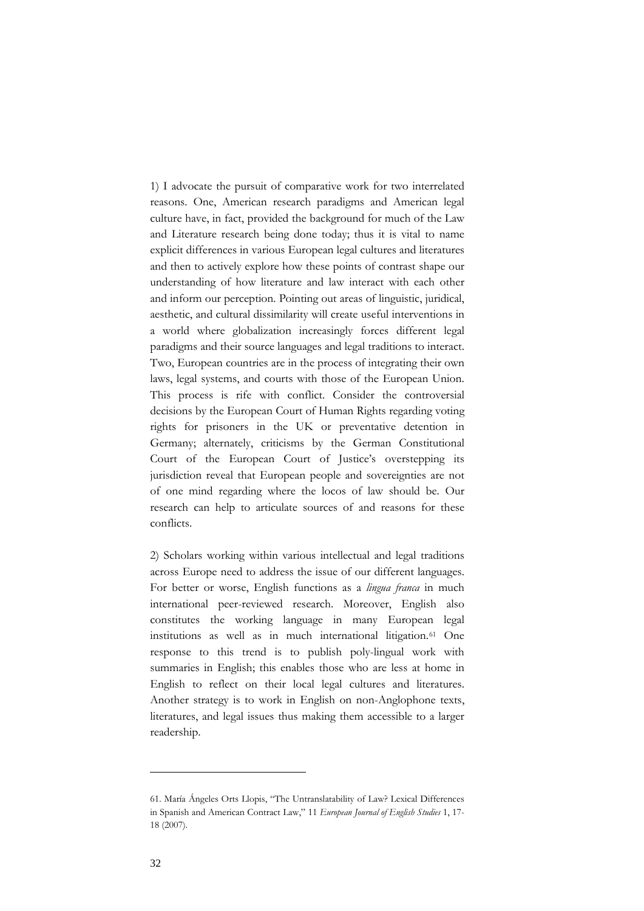1) I advocate the pursuit of comparative work for two interrelated reasons. One, American research paradigms and American legal culture have, in fact, provided the background for much of the Law and Literature research being done today; thus it is vital to name explicit differences in various European legal cultures and literatures and then to actively explore how these points of contrast shape our understanding of how literature and law interact with each other and inform our perception. Pointing out areas of linguistic, juridical, aesthetic, and cultural dissimilarity will create useful interventions in a world where globalization increasingly forces different legal paradigms and their source languages and legal traditions to interact. Two, European countries are in the process of integrating their own laws, legal systems, and courts with those of the European Union. This process is rife with conflict. Consider the controversial decisions by the European Court of Human Rights regarding voting rights for prisoners in the UK or preventative detention in Germany; alternately, criticisms by the German Constitutional Court of the European Court of Justice's overstepping its jurisdiction reveal that European people and sovereignties are not of one mind regarding where the locos of law should be. Our research can help to articulate sources of and reasons for these conflicts.

2) Scholars working within various intellectual and legal traditions across Europe need to address the issue of our different languages. For better or worse, English functions as a *lingua franca* in much international peer-reviewed research. Moreover, English also constitutes the working language in many European legal institutions as well as in much international litigation.[61] One response to this trend is to publish poly-lingual work with summaries in English; this enables those who are less at home in English to reflect on their local legal cultures and literatures. Another strategy is to work in English on non-Anglophone texts, literatures, and legal issues thus making them accessible to a larger readership.

---

61. María Ángeles Orts Llopis, "The Untranslatability of Law? Lexical Differences in Spanish and American Contract Law," 11 *European Journal of English Studies* 1, 17-18 (2007).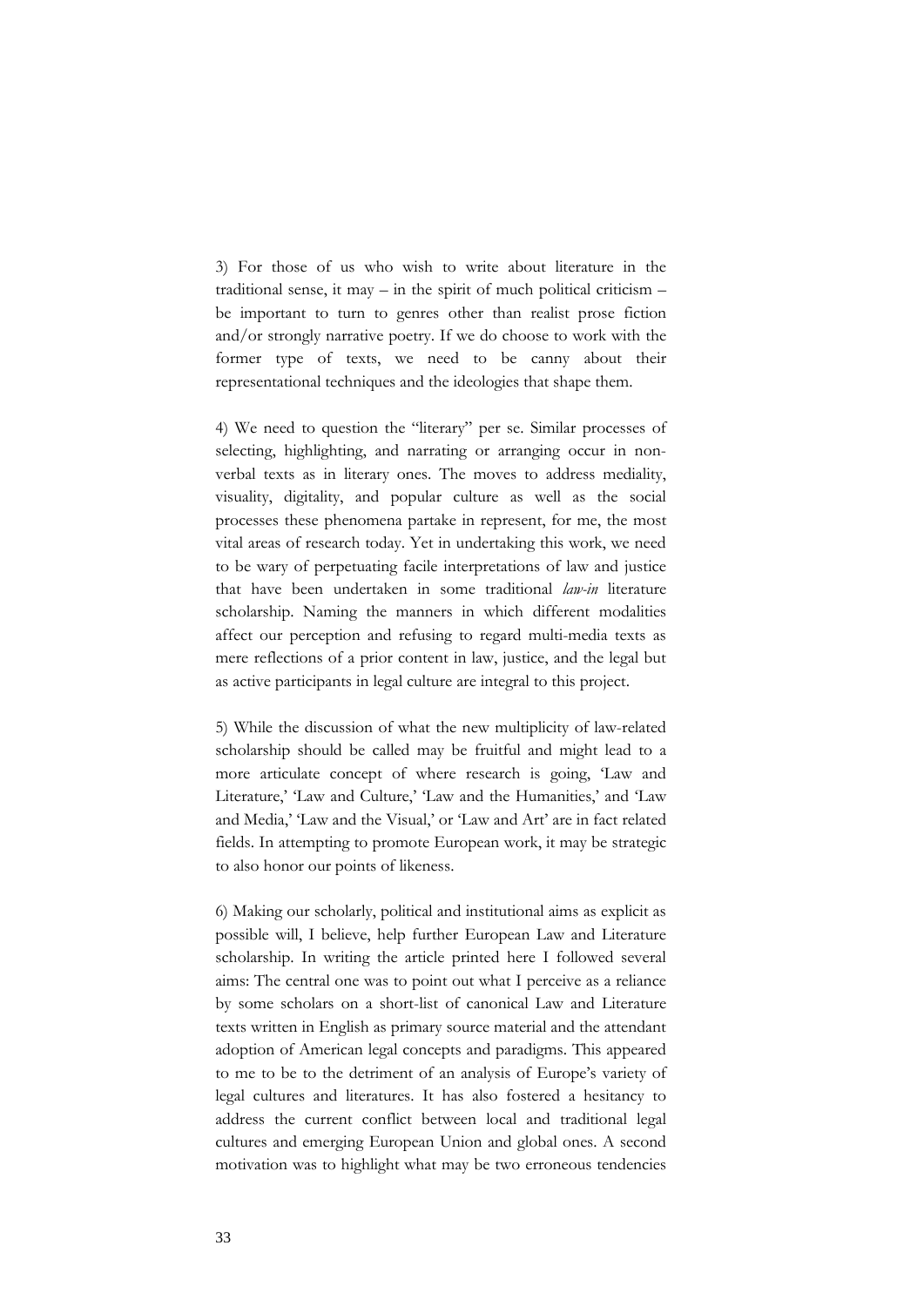3) For those of us who wish to write about literature in the traditional sense, it may – in the spirit of much political criticism – be important to turn to genres other than realist prose fiction and/or strongly narrative poetry. If we do choose to work with the former type of texts, we need to be canny about their representational techniques and the ideologies that shape them.

4) We need to question the "literary" per se. Similar processes of selecting, highlighting, and narrating or arranging occur in non-verbal texts as in literary ones. The moves to address mediality, visuality, digitality, and popular culture as well as the social processes these phenomena partake in represent, for me, the most vital areas of research today. Yet in undertaking this work, we need to be wary of perpetuating facile interpretations of law and justice that have been undertaken in some traditional *law-in* literature scholarship. Naming the manners in which different modalities affect our perception and refusing to regard multi-media texts as mere reflections of a prior content in law, justice, and the legal but as active participants in legal culture are integral to this project.

5) While the discussion of what the new multiplicity of law-related scholarship should be called may be fruitful and might lead to a more articulate concept of where research is going, 'Law and Literature,' 'Law and Culture,' 'Law and the Humanities,' and 'Law and Media,' 'Law and the Visual,' or 'Law and Art' are in fact related fields. In attempting to promote European work, it may be strategic to also honor our points of likeness.

6) Making our scholarly, political and institutional aims as explicit as possible will, I believe, help further European Law and Literature scholarship. In writing the article printed here I followed several aims: The central one was to point out what I perceive as a reliance by some scholars on a short-list of canonical Law and Literature texts written in English as primary source material and the attendant adoption of American legal concepts and paradigms. This appeared to me to be to the detriment of an analysis of Europe's variety of legal cultures and literatures. It has also fostered a hesitancy to address the current conflict between local and traditional legal cultures and emerging European Union and global ones. A second motivation was to highlight what may be two erroneous tendencies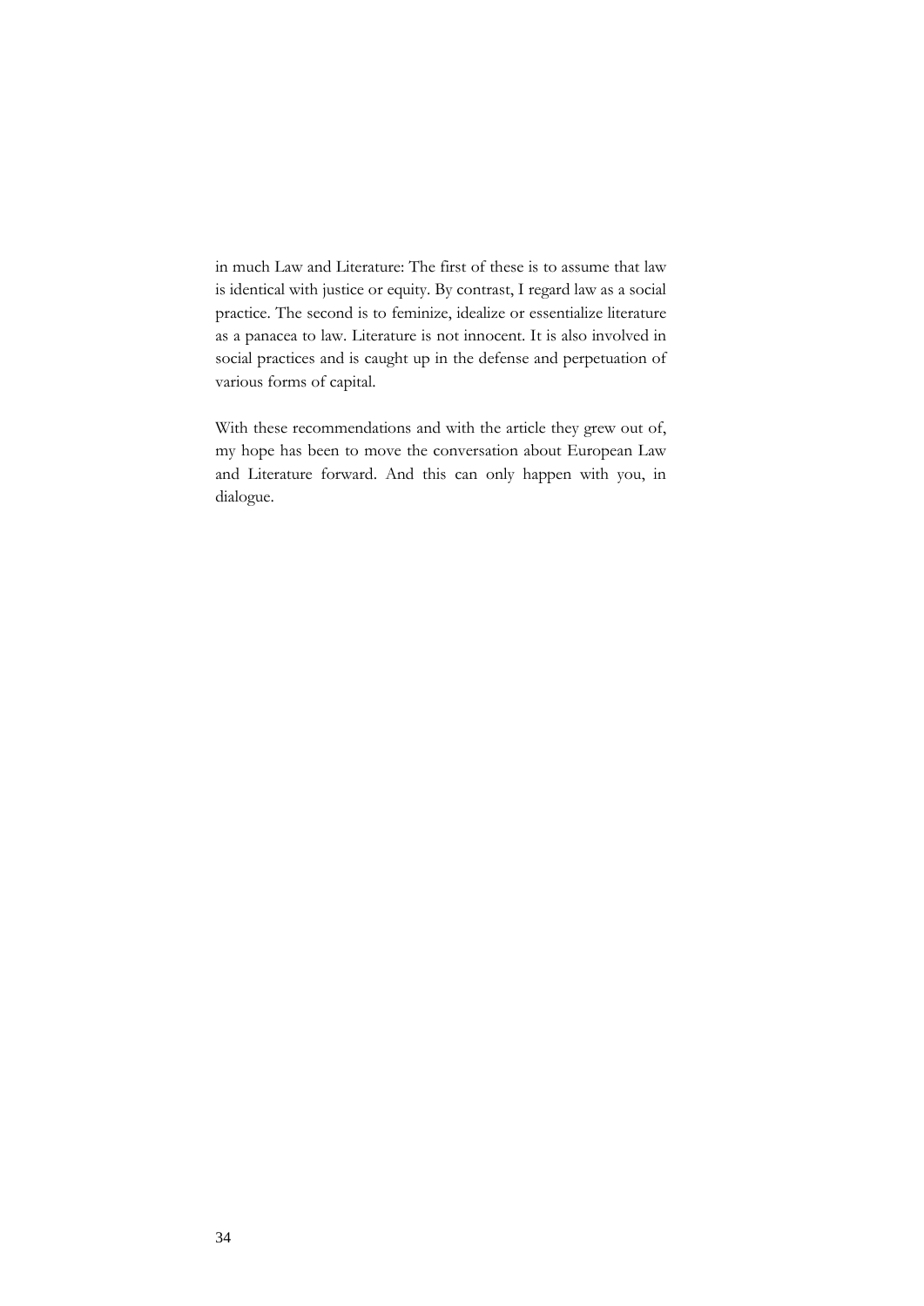in much Law and Literature: The first of these is to assume that law is identical with justice or equity. By contrast, I regard law as a social practice. The second is to feminize, idealize or essentialize literature as a panacea to law. Literature is not innocent. It is also involved in social practices and is caught up in the defense and perpetuation of various forms of capital.

With these recommendations and with the article they grew out of, my hope has been to move the conversation about European Law and Literature forward. And this can only happen with you, in dialogue.